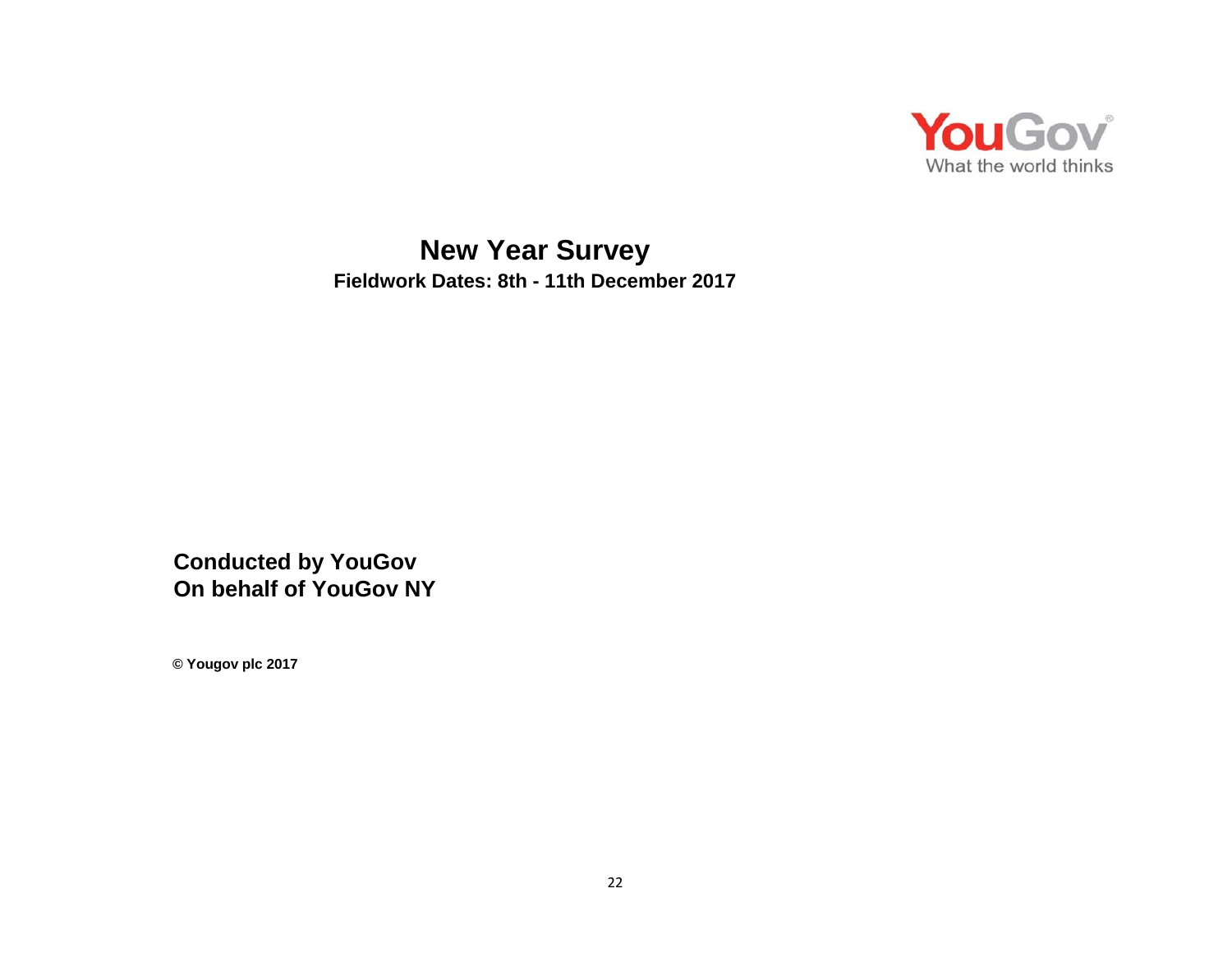YouGov

What the world thinks

# New Year Survey

**Fieldwork Dates: 8th - 11th December 2017**

**Conducted by YouGov**
**On behalf of YouGov NY**

**© Yougov plc 2017**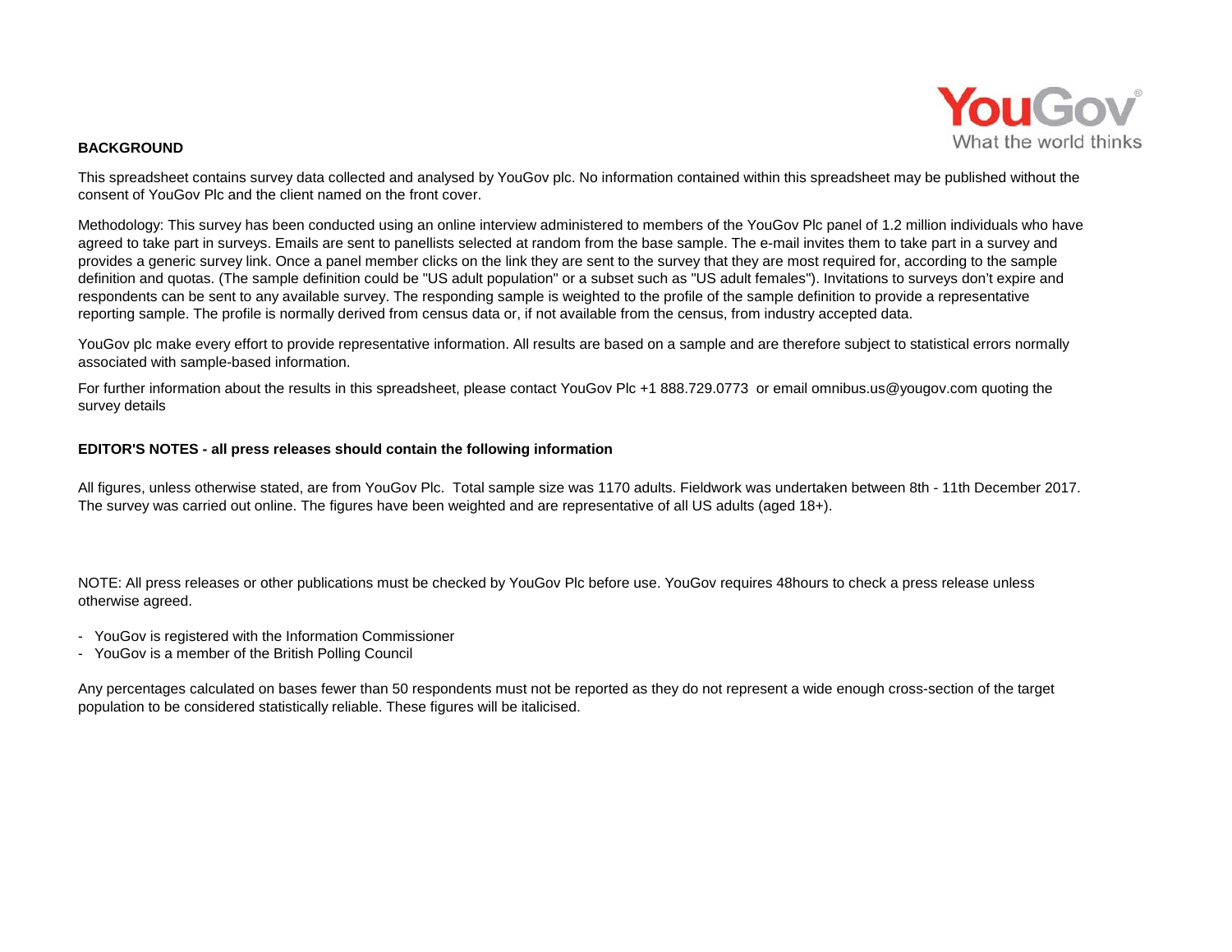**BACKGROUND**

This spreadsheet contains survey data collected and analysed by YouGov plc. No information contained within this spreadsheet may be published without the consent of YouGov Plc and the client named on the front cover.

Methodology: This survey has been conducted using an online interview administered to members of the YouGov Plc panel of 1.2 million individuals who have agreed to take part in surveys. Emails are sent to panellists selected at random from the base sample. The e-mail invites them to take part in a survey and provides a generic survey link. Once a panel member clicks on the link they are sent to the survey that they are most required for, according to the sample definition and quotas. (The sample definition could be "US adult population" or a subset such as "US adult females"). Invitations to surveys don't expire and respondents can be sent to any available survey. The responding sample is weighted to the profile of the sample definition to provide a representative reporting sample. The profile is normally derived from census data or, if not available from the census, from industry accepted data.

YouGov plc make every effort to provide representative information. All results are based on a sample and are therefore subject to statistical errors normally associated with sample-based information.

For further information about the results in this spreadsheet, please contact YouGov Plc +1 888.729.0773 or email omnibus.us@yougov.com quoting the survey details

**EDITOR'S NOTES - all press releases should contain the following information**

All figures, unless otherwise stated, are from YouGov Plc. Total sample size was 1170 adults. Fieldwork was undertaken between 8th - 11th December 2017. The survey was carried out online. The figures have been weighted and are representative of all US adults (aged 18+).

NOTE: All press releases or other publications must be checked by YouGov Plc before use. YouGov requires 48hours to check a press release unless otherwise agreed.

- YouGov is registered with the Information Commissioner
- YouGov is a member of the British Polling Council

Any percentages calculated on bases fewer than 50 respondents must not be reported as they do not represent a wide enough cross-section of the target population to be considered statistically reliable. These figures will be italicised.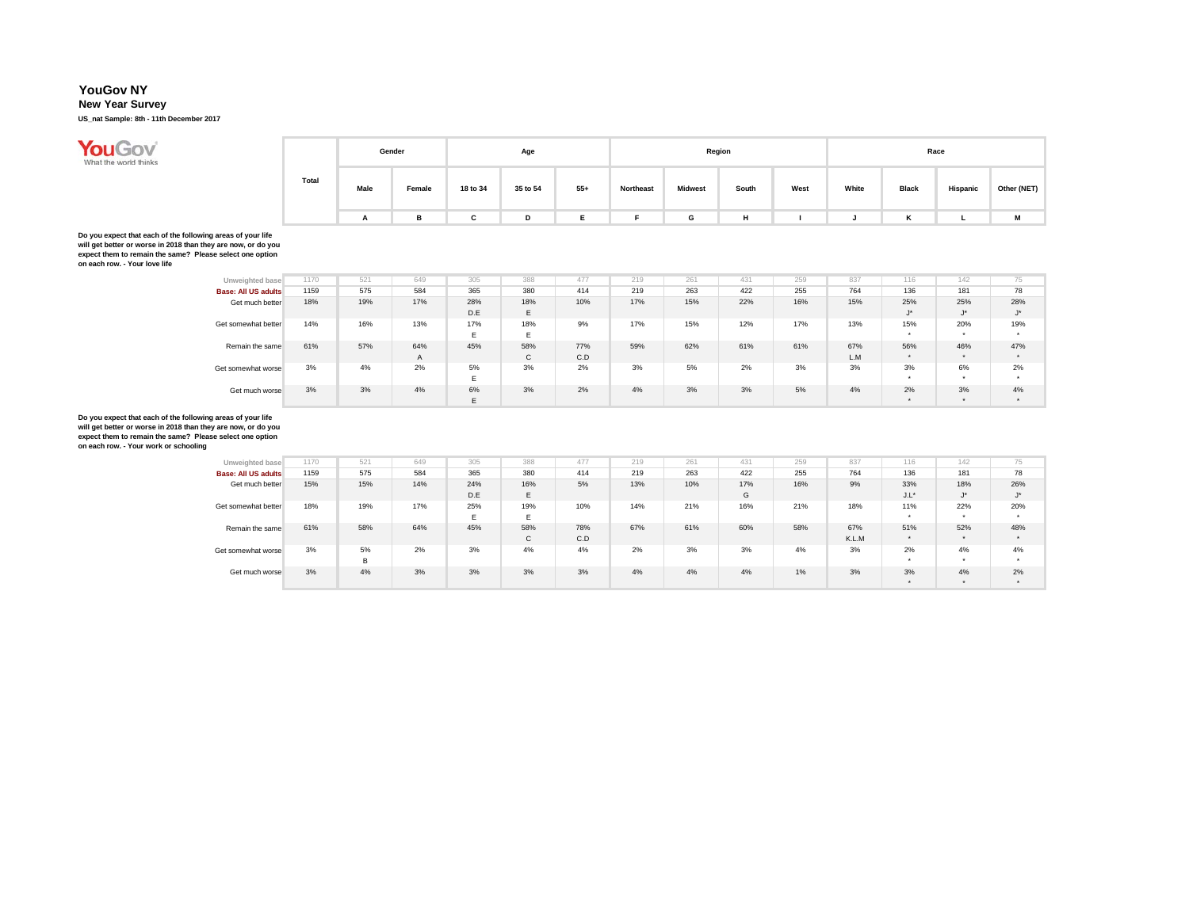**YouGov NY**
**New Year Survey**
**US_nat Sample: 8th - 11th December 2017**

| | Total | Gender | | Age | | | Region | | | | Race | | | |
|---|---|---|---|---|---|---|---|---|---|---|---|---|---|---|
| | | Male | Female | 18 to 34 | 35 to 54 | 55+ | Northeast | Midwest | South | West | White | Black | Hispanic | Other (NET) |
| | | A | B | C | D | E | F | G | H | I | J | K | L | M |

**Do you expect that each of the following areas of your life will get better or worse in 2018 than they are now, or do you expect them to remain the same? Please select one option on each row. - Your love life**

| | Total | Male | Female | 18 to 34 | 35 to 54 | 55+ | Northeast | Midwest | South | West | White | Black | Hispanic | Other (NET) |
|---|---|---|---|---|---|---|---|---|---|---|---|---|---|---|
| | | A | B | C | D | E | F | G | H | I | J | K | L | M |
| Unweighted base | 1170 | 521 | 649 | 305 | 388 | 477 | 219 | 261 | 431 | 259 | 837 | 116 | 142 | 75 |
| Base: All US adults | 1159 | 575 | 584 | 365 | 380 | 414 | 219 | 263 | 422 | 255 | 764 | 136 | 181 | 78 |
| Get much better | 18% | 19% | 17% | 28% | 18% | 10% | 17% | 15% | 22% | 16% | 15% | 25% | 25% | 28% |
| | | | | D.E | E | | | | | | | J* | J* | J* |
| Get somewhat better | 14% | 16% | 13% | 17% | 18% | 9% | 17% | 15% | 12% | 17% | 13% | 15% | 20% | 19% |
| | | | | E | E | | | | | | | * | * | * |
| Remain the same | 61% | 57% | 64% | 45% | 58% | 77% | 59% | 62% | 61% | 61% | 67% | 56% | 46% | 47% |
| | | | A | | C | C.D | | | | | L.M | * | * | * |
| Get somewhat worse | 3% | 4% | 2% | 5% | 3% | 2% | 3% | 5% | 2% | 3% | 3% | 3% | 6% | 2% |
| | | | | E | | | | | | | | * | * | * |
| Get much worse | 3% | 3% | 4% | 6% | 3% | 2% | 4% | 3% | 3% | 5% | 4% | 2% | 3% | 4% |
| | | | | E | | | | | | | | * | * | * |

**Do you expect that each of the following areas of your life will get better or worse in 2018 than they are now, or do you expect them to remain the same? Please select one option on each row. - Your work or schooling**

| | Total | Male | Female | 18 to 34 | 35 to 54 | 55+ | Northeast | Midwest | South | West | White | Black | Hispanic | Other (NET) |
|---|---|---|---|---|---|---|---|---|---|---|---|---|---|---|
| | | A | B | C | D | E | F | G | H | I | J | K | L | M |
| Unweighted base | 1170 | 521 | 649 | 305 | 388 | 477 | 219 | 261 | 431 | 259 | 837 | 116 | 142 | 75 |
| Base: All US adults | 1159 | 575 | 584 | 365 | 380 | 414 | 219 | 263 | 422 | 255 | 764 | 136 | 181 | 78 |
| Get much better | 15% | 15% | 14% | 24% | 16% | 5% | 13% | 10% | 17% | 16% | 9% | 33% | 18% | 26% |
| | | | | D.E | E | | | | G | | | J.L* | J* | J* |
| Get somewhat better | 18% | 19% | 17% | 25% | 19% | 10% | 14% | 21% | 16% | 21% | 18% | 11% | 22% | 20% |
| | | | | E | E | | | | | | | * | * | * |
| Remain the same | 61% | 58% | 64% | 45% | 58% | 78% | 67% | 61% | 60% | 58% | 67% | 51% | 52% | 48% |
| | | | | | C | C.D | | | | | K.L.M | * | * | * |
| Get somewhat worse | 3% | 5% | 2% | 3% | 4% | 4% | 2% | 3% | 3% | 4% | 3% | 2% | 4% | 4% |
| | | B | | | | | | | | | | * | * | * |
| Get much worse | 3% | 4% | 3% | 3% | 3% | 3% | 4% | 4% | 4% | 1% | 3% | 3% | 4% | 2% |
| | | | | | | | | | | | | * | * | * |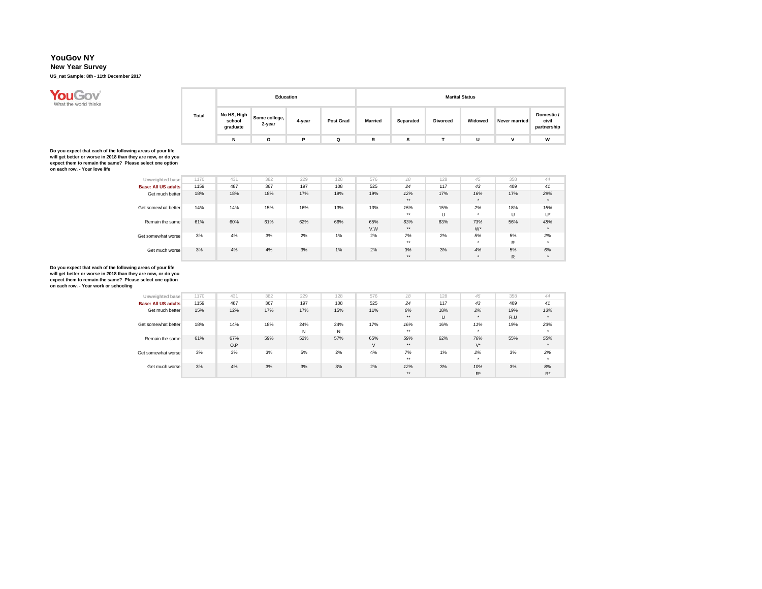# YouGov NY

## New Year Survey

**US_nat Sample: 8th - 11th December 2017**

Do you expect that each of the following areas of your life will get better or worse in 2018 than they are now, or do you expect them to remain the same? Please select one option on each row. - Your love life

| | Total | Education | | | | Marital Status | | | | | |
|---|---|---|---|---|---|---|---|---|---|---|---|
| | | No HS, High school graduate | Some college, 2-year | 4-year | Post Grad | Married | Separated | Divorced | Widowed | Never married | Domestic / civil partnership |
| | | N | O | P | Q | R | S | T | U | V | W |
| Unweighted base | 1170 | 431 | 382 | 229 | 128 | 576 | 18 | 128 | 45 | 358 | 44 |
| Base: All US adults | 1159 | 487 | 367 | 197 | 108 | 525 | 24 | 117 | 43 | 409 | 41 |
| Get much better | 18% | 18% | 18% | 17% | 19% | 19% | 12% ** | 17% | 16% * | 17% | 29% * |
| Get somewhat better | 14% | 14% | 15% | 16% | 13% | 13% | 15% ** | 15% U | 2% * | 18% U | 15% U* |
| Remain the same | 61% | 60% | 61% | 62% | 66% | 65% V.W | 63% ** | 63% | 73% W* | 56% | 48% * |
| Get somewhat worse | 3% | 4% | 3% | 2% | 1% | 2% | 7% ** | 2% | 5% * | 5% R | 2% * |
| Get much worse | 3% | 4% | 4% | 3% | 1% | 2% | 3% ** | 3% | 4% * | 5% R | 6% * |

Do you expect that each of the following areas of your life will get better or worse in 2018 than they are now, or do you expect them to remain the same? Please select one option on each row. - Your work or schooling

| | Total | Education | | | | Marital Status | | | | | |
|---|---|---|---|---|---|---|---|---|---|---|---|
| | | No HS, High school graduate | Some college, 2-year | 4-year | Post Grad | Married | Separated | Divorced | Widowed | Never married | Domestic / civil partnership |
| | | N | O | P | Q | R | S | T | U | V | W |
| Unweighted base | 1170 | 431 | 382 | 229 | 128 | 576 | 18 | 128 | 45 | 358 | 44 |
| Base: All US adults | 1159 | 487 | 367 | 197 | 108 | 525 | 24 | 117 | 43 | 409 | 41 |
| Get much better | 15% | 12% | 17% | 17% | 15% | 11% | 6% ** | 18% U | 2% * | 19% R.U | 13% * |
| Get somewhat better | 18% | 14% | 18% | 24% N | 24% N | 17% | 16% ** | 16% | 11% * | 19% | 23% * |
| Remain the same | 61% | 67% O.P | 59% | 52% | 57% | 65% V | 59% ** | 62% | 76% V* | 55% | 55% * |
| Get somewhat worse | 3% | 3% | 3% | 5% | 2% | 4% | 7% ** | 1% | 2% * | 3% | 2% * |
| Get much worse | 3% | 4% | 3% | 3% | 3% | 2% | 12% ** | 3% | 10% R* | 3% | 8% R* |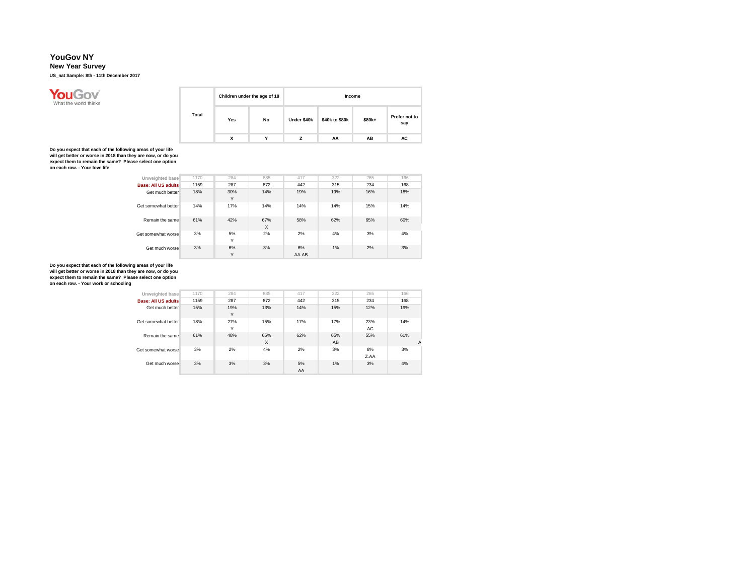# YouGov NY

## New Year Survey

**US_nat Sample: 8th - 11th December 2017**

| | Total | Children under the age of 18 | | Income | | | |
|---|---|---|---|---|---|---|---|
| | | Yes | No | Under $40k | $40k to $80k | $80k+ | Prefer not to say |
| | | X | Y | Z | AA | AB | AC |

**Do you expect that each of the following areas of your life will get better or worse in 2018 than they are now, or do you expect them to remain the same? Please select one option on each row. - Your love life**

| | Total | Yes | No | Under $40k | $40k to $80k | $80k+ | Prefer not to say |
|---|---|---|---|---|---|---|---|
| Unweighted base | 1170 | 284 | 885 | 417 | 322 | 265 | 166 |
| Base: All US adults | 1159 | 287 | 872 | 442 | 315 | 234 | 168 |
| Get much better | 18% | 30% Y | 14% | 19% | 19% | 16% | 18% |
| Get somewhat better | 14% | 17% | 14% | 14% | 14% | 15% | 14% |
| Remain the same | 61% | 42% | 67% X | 58% | 62% | 65% | 60% |
| Get somewhat worse | 3% | 5% Y | 2% | 2% | 4% | 3% | 4% |
| Get much worse | 3% | 6% Y | 3% | 6% AA.AB | 1% | 2% | 3% |

**Do you expect that each of the following areas of your life will get better or worse in 2018 than they are now, or do you expect them to remain the same? Please select one option on each row. - Your work or schooling**

| | Total | Yes | No | Under $40k | $40k to $80k | $80k+ | Prefer not to say |
|---|---|---|---|---|---|---|---|
| Unweighted base | 1170 | 284 | 885 | 417 | 322 | 265 | 166 |
| Base: All US adults | 1159 | 287 | 872 | 442 | 315 | 234 | 168 |
| Get much better | 15% | 19% Y | 13% | 14% | 15% | 12% | 19% |
| Get somewhat better | 18% | 27% Y | 15% | 17% | 17% | 23% AC | 14% |
| Remain the same | 61% | 48% | 65% X | 62% | 65% AB | 55% | 61% A |
| Get somewhat worse | 3% | 2% | 4% | 2% | 3% | 8% Z.AA | 3% |
| Get much worse | 3% | 3% | 3% | 5% AA | 1% | 3% | 4% |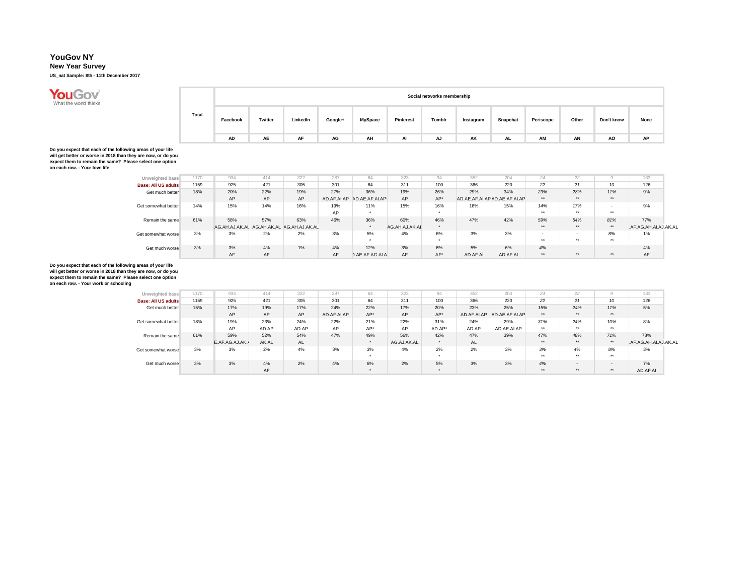# YouGov NY

## New Year Survey

**US_nat Sample: 8th - 11th December 2017**

**Do you expect that each of the following areas of your life will get better or worse in 2018 than they are now, or do you expect them to remain the same? Please select one option on each row. - Your love life**

| | Total | Facebook | Twitter | LinkedIn | Google+ | MySpace | Pinterest | Tumblr | Instagram | Snapchat | Periscope | Other | Don't know | None |
|---|---|---|---|---|---|---|---|---|---|---|---|---|---|---|
| | | Social networks membership | | | | | | | | | | | | |
| | | AD | AE | AF | AG | AH | AI | AJ | AK | AL | AM | AN | AO | AP |
| Unweighted base | 1170 | 934 | 414 | 322 | 287 | 64 | 323 | 94 | 352 | 204 | 24 | 22 | 9 | 133 |
| Base: All US adults | 1159 | 925 | 421 | 305 | 301 | 64 | 311 | 100 | 366 | 220 | 22 | 21 | 10 | 126 |
| Get much better | 18% | 20% | 22% | 19% | 27% | 36% | 19% | 26% | 29% | 34% | 23% | 28% | 11% | 9% |
| | | AP | AP | AP | AD.AF.AI.AP | AD.AE.AF.AI.AP* | AP | AP* | AD.AE.AF.AI.AP | AD.AE.AF.AI.AP | ** | ** | ** | |
| Get somewhat better | 14% | 15% | 14% | 16% | 19% | 11% | 15% | 16% | 16% | 15% | 14% | 17% | - | 9% |
| | | | | | AP | * | | * | | | ** | ** | ** | |
| Remain the same | 61% | 58% | 57% | 63% | 46% | 36% | 60% | 46% | 47% | 42% | 59% | 54% | 81% | 77% |
| | | AG.AH.AJ.AK.AL | AG.AH.AK.AL | AG.AH.AJ.AK.AL | | * | AG.AH.AJ.AK.AL | * | | | ** | ** | ** | AF.AG.AH.AI.AJ.AK.AL |
| Get somewhat worse | 3% | 3% | 2% | 2% | 3% | 5% | 4% | 6% | 3% | 3% | - | - | 8% | 1% |
| | | | | | | * | | * | | | ** | ** | ** | |
| Get much worse | 3% | 3% | 4% | 1% | 4% | 12% | 3% | 6% | 5% | 6% | 4% | - | - | 4% |
| | | AF | AF | | AF | D.AE.AF.AG.AI.A | AF | AF* | AD.AF.AI | AD.AF.AI | ** | ** | ** | AF |

**Do you expect that each of the following areas of your life will get better or worse in 2018 than they are now, or do you expect them to remain the same? Please select one option on each row. - Your work or schooling**

| | Total | Facebook | Twitter | LinkedIn | Google+ | MySpace | Pinterest | Tumblr | Instagram | Snapchat | Periscope | Other | Don't know | None |
|---|---|---|---|---|---|---|---|---|---|---|---|---|---|---|
| | | Social networks membership | | | | | | | | | | | | |
| | | AD | AE | AF | AG | AH | AI | AJ | AK | AL | AM | AN | AO | AP |
| Unweighted base | 1170 | 934 | 414 | 322 | 287 | 64 | 323 | 94 | 352 | 204 | 24 | 22 | 9 | 133 |
| Base: All US adults | 1159 | 925 | 421 | 305 | 301 | 64 | 311 | 100 | 366 | 220 | 22 | 21 | 10 | 126 |
| Get much better | 15% | 17% | 19% | 17% | 24% | 22% | 17% | 20% | 23% | 25% | 15% | 24% | 11% | 5% |
| | | AP | AP | AP | AD.AF.AI.AP | AP* | AP | AP* | AD.AF.AI.AP | AD.AE.AF.AI.AP | ** | ** | ** | |
| Get somewhat better | 18% | 19% | 23% | 24% | 22% | 21% | 22% | 31% | 24% | 29% | 31% | 24% | 10% | 8% |
| | | AP | AD.AP | AD.AP | AP | AP* | AP | AD.AP* | AD.AP | AD.AE.AI.AP | ** | ** | ** | |
| Remain the same | 61% | 59% | 52% | 54% | 47% | 49% | 56% | 42% | 47% | 39% | 47% | 48% | 71% | 78% |
| | | E.AF.AG.AJ.AK.A | AK.AL | AL | | * | AG.AJ.AK.AL | * | AL | | ** | ** | ** | AF.AG.AH.AI.AJ.AK.AL |
| Get somewhat worse | 3% | 3% | 2% | 4% | 3% | 3% | 4% | 2% | 2% | 3% | 3% | 4% | 8% | 3% |
| | | | | | | * | | * | | | ** | ** | ** | |
| Get much worse | 3% | 3% | 4% | 2% | 4% | 6% | 2% | 5% | 3% | 3% | 4% | - | - | 7% |
| | | | AF | | | * | | * | | | ** | ** | ** | AD.AF.AI |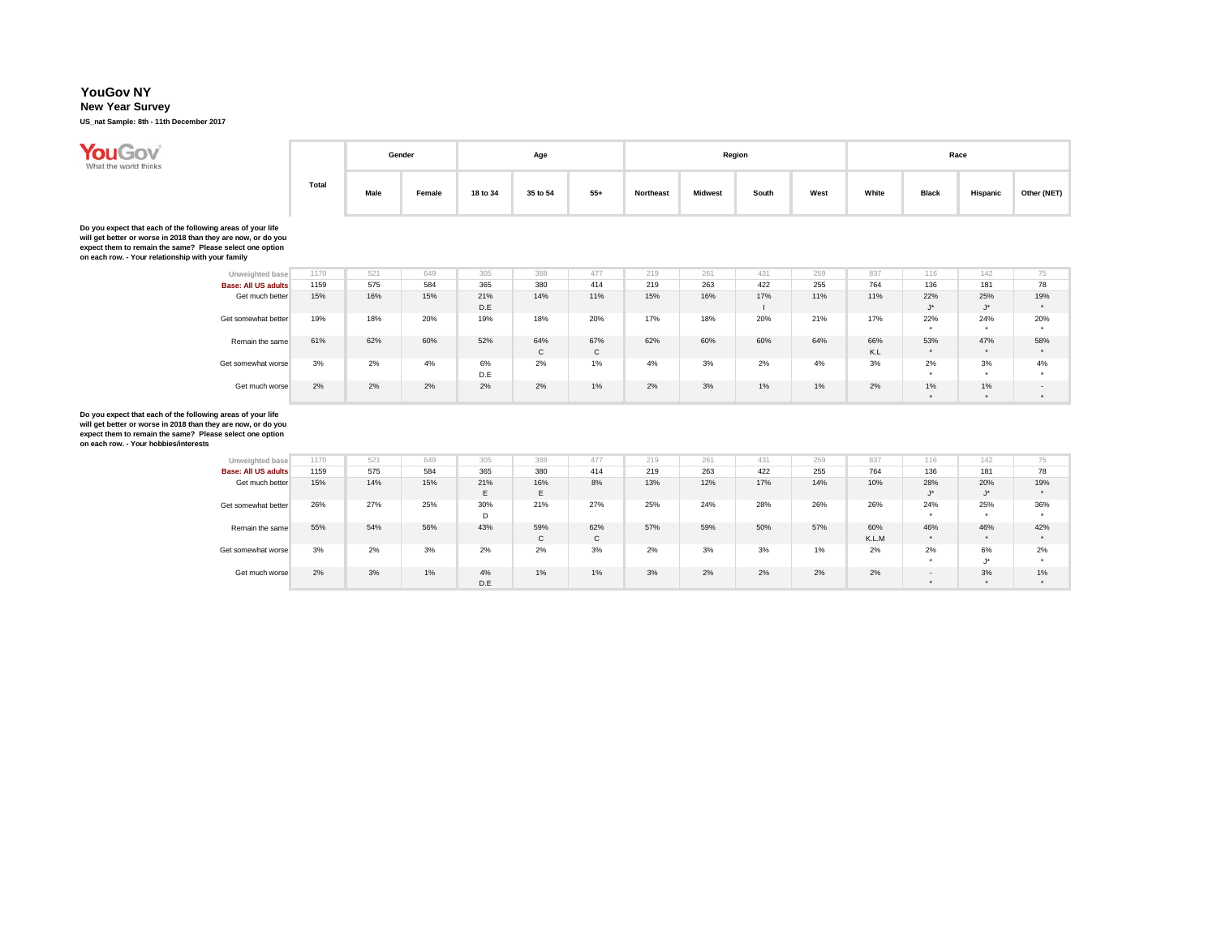# YouGov NY

**New Year Survey**

**US_nat Sample: 8th - 11th December 2017**

**Do you expect that each of the following areas of your life will get better or worse in 2018 than they are now, or do you expect them to remain the same? Please select one option on each row. - Your relationship with your family**

| | Total | Gender | | Age | | | Region | | | | Race | | | |
|---|---|---|---|---|---|---|---|---|---|---|---|---|---|---|
| | | Male | Female | 18 to 34 | 35 to 54 | 55+ | Northeast | Midwest | South | West | White | Black | Hispanic | Other (NET) |
| Unweighted base | 1170 | 521 | 649 | 305 | 388 | 477 | 219 | 261 | 431 | 259 | 837 | 116 | 142 | 75 |
| Base: All US adults | 1159 | 575 | 584 | 365 | 380 | 414 | 219 | 263 | 422 | 255 | 764 | 136 | 181 | 78 |
| Get much better | 15% | 16% | 15% | 21% D.E | 14% | 11% | 15% | 16% | 17% I | 11% | 11% | 22% J* | 25% J* | 19% * |
| Get somewhat better | 19% | 18% | 20% | 19% | 18% | 20% | 17% | 18% | 20% | 21% | 17% | 22% * | 24% * | 20% * |
| Remain the same | 61% | 62% | 60% | 52% | 64% C | 67% C | 62% | 60% | 60% | 64% | 66% K.L | 53% * | 47% * | 58% * |
| Get somewhat worse | 3% | 2% | 4% | 6% D.E | 2% | 1% | 4% | 3% | 2% | 4% | 3% | 2% * | 3% * | 4% * |
| Get much worse | 2% | 2% | 2% | 2% | 2% | 1% | 2% | 3% | 1% | 1% | 2% | 1% * | 1% * | - * |

**Do you expect that each of the following areas of your life will get better or worse in 2018 than they are now, or do you expect them to remain the same? Please select one option on each row. - Your hobbies/interests**

| | Total | Gender | | Age | | | Region | | | | Race | | | |
|---|---|---|---|---|---|---|---|---|---|---|---|---|---|---|
| | | Male | Female | 18 to 34 | 35 to 54 | 55+ | Northeast | Midwest | South | West | White | Black | Hispanic | Other (NET) |
| Unweighted base | 1170 | 521 | 649 | 305 | 388 | 477 | 219 | 261 | 431 | 259 | 837 | 116 | 142 | 75 |
| Base: All US adults | 1159 | 575 | 584 | 365 | 380 | 414 | 219 | 263 | 422 | 255 | 764 | 136 | 181 | 78 |
| Get much better | 15% | 14% | 15% | 21% E | 16% E | 8% | 13% | 12% | 17% | 14% | 10% | 28% J* | 20% J* | 19% * |
| Get somewhat better | 26% | 27% | 25% | 30% D | 21% | 27% | 25% | 24% | 28% | 26% | 26% | 24% * | 25% * | 36% * |
| Remain the same | 55% | 54% | 56% | 43% | 59% C | 62% C | 57% | 59% | 50% | 57% | 60% K.L.M | 46% * | 46% * | 42% * |
| Get somewhat worse | 3% | 2% | 3% | 2% | 2% | 3% | 2% | 3% | 3% | 1% | 2% | 2% * | 6% J* | 2% * |
| Get much worse | 2% | 3% | 1% | 4% D.E | 1% | 1% | 3% | 2% | 2% | 2% | 2% | - * | 3% * | 1% * |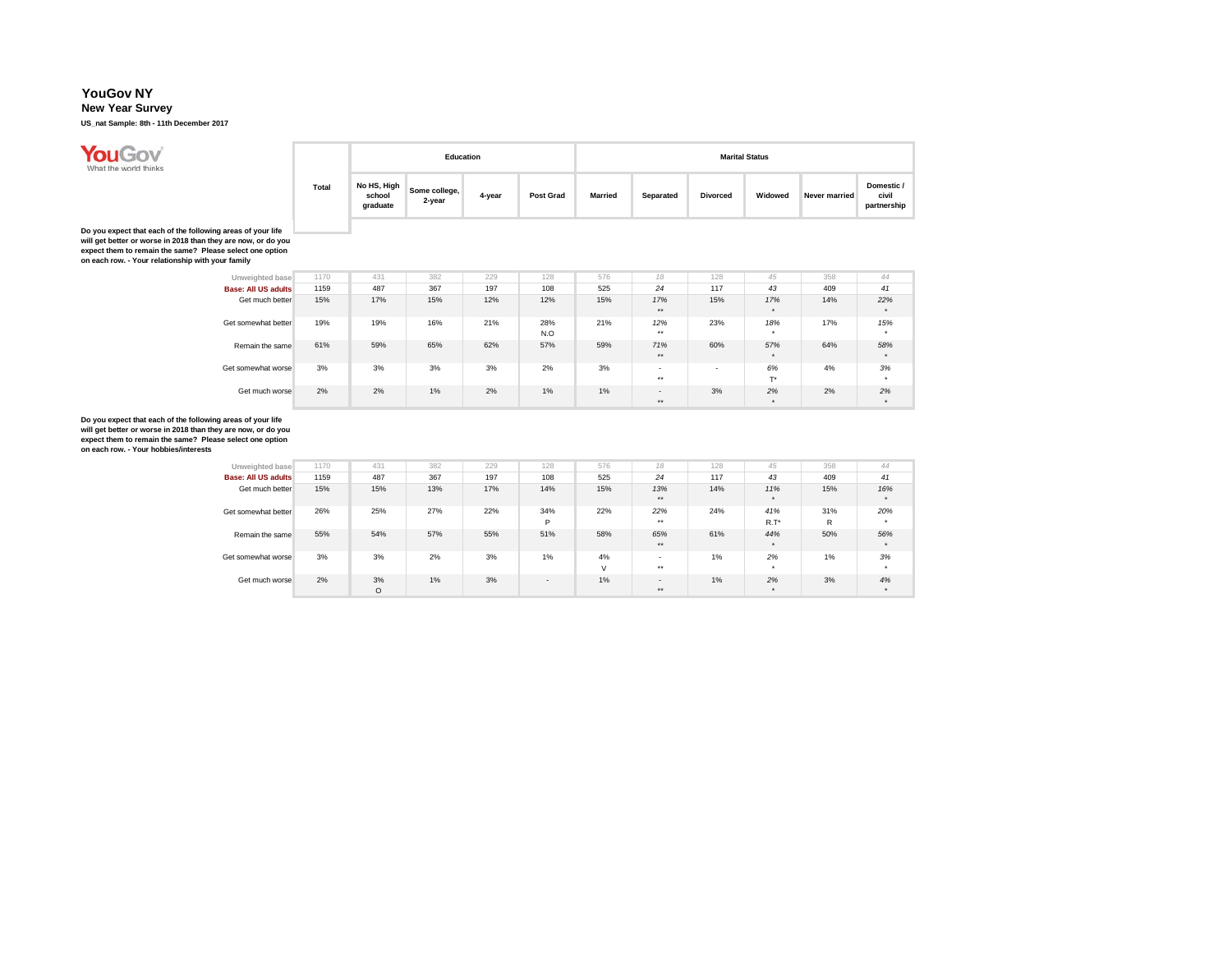# YouGov NY

## New Year Survey

**US_nat Sample: 8th - 11th December 2017**

**Do you expect that each of the following areas of your life will get better or worse in 2018 than they are now, or do you expect them to remain the same? Please select one option on each row. - Your relationship with your family**

| | Total | Education | | | | Marital Status | | | | | |
|---|---|---|---|---|---|---|---|---|---|---|---|
| | | No HS, High school graduate | Some college, 2-year | 4-year | Post Grad | Married | Separated | Divorced | Widowed | Never married | Domestic / civil partnership |
| Unweighted base | 1170 | 431 | 382 | 229 | 128 | 576 | 18 | 128 | 45 | 358 | 44 |
| **Base: All US adults** | 1159 | 487 | 367 | 197 | 108 | 525 | 24 | 117 | 43 | 409 | 41 |
| Get much better | 15% | 17% | 15% | 12% | 12% | 15% | 17% ** | 15% | 17% * | 14% | 22% * |
| Get somewhat better | 19% | 19% | 16% | 21% | 28% N.O | 21% | 12% ** | 23% | 18% * | 17% | 15% * |
| Remain the same | 61% | 59% | 65% | 62% | 57% | 59% | 71% ** | 60% | 57% * | 64% | 58% * |
| Get somewhat worse | 3% | 3% | 3% | 3% | 2% | 3% | - ** | - | 6% T* | 4% | 3% * |
| Get much worse | 2% | 2% | 1% | 2% | 1% | 1% | - ** | 3% | 2% * | 2% | 2% * |

**Do you expect that each of the following areas of your life will get better or worse in 2018 than they are now, or do you expect them to remain the same? Please select one option on each row. - Your hobbies/interests**

| | Total | Education | | | | Marital Status | | | | | |
|---|---|---|---|---|---|---|---|---|---|---|---|
| | | No HS, High school graduate | Some college, 2-year | 4-year | Post Grad | Married | Separated | Divorced | Widowed | Never married | Domestic / civil partnership |
| Unweighted base | 1170 | 431 | 382 | 229 | 128 | 576 | 18 | 128 | 45 | 358 | 44 |
| **Base: All US adults** | 1159 | 487 | 367 | 197 | 108 | 525 | 24 | 117 | 43 | 409 | 41 |
| Get much better | 15% | 15% | 13% | 17% | 14% | 15% | 13% ** | 14% | 11% * | 15% | 16% * |
| Get somewhat better | 26% | 25% | 27% | 22% | 34% P | 22% | 22% ** | 24% | 41% R.T* | 31% R | 20% * |
| Remain the same | 55% | 54% | 57% | 55% | 51% | 58% | 65% ** | 61% | 44% * | 50% | 56% * |
| Get somewhat worse | 3% | 3% | 2% | 3% | 1% | 4% V | - ** | 1% | 2% * | 1% | 3% * |
| Get much worse | 2% | 3% O | 1% | 3% | - | 1% | - ** | 1% | 2% * | 3% | 4% * |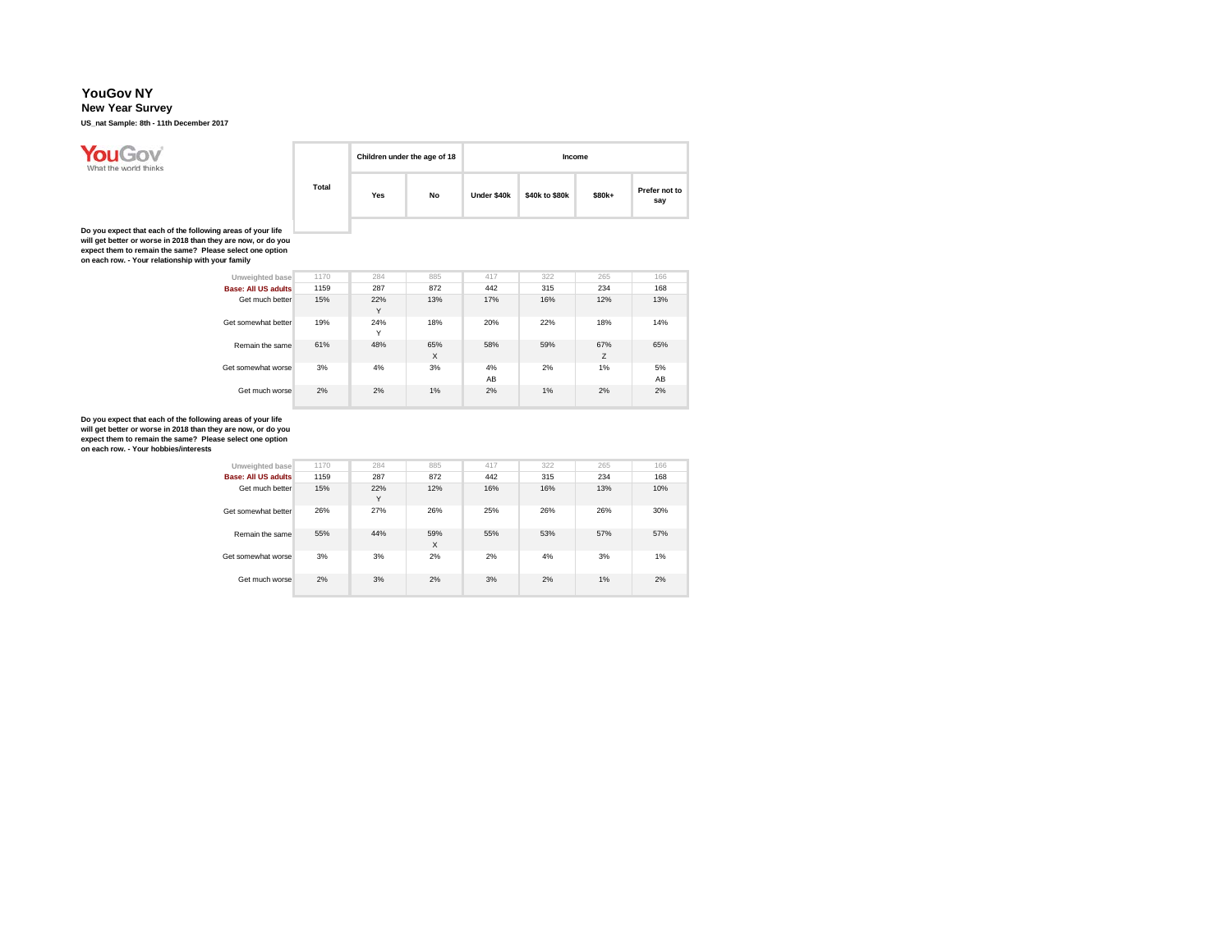# YouGov NY

## New Year Survey

**US_nat Sample: 8th - 11th December 2017**

**Do you expect that each of the following areas of your life will get better or worse in 2018 than they are now, or do you expect them to remain the same? Please select one option on each row. - Your relationship with your family**

| | Total | Children under the age of 18 | | Income | | | |
|---|---|---|---|---|---|---|---|
| | | Yes | No | Under $40k | $40k to $80k | $80k+ | Prefer not to say |
| Unweighted base | 1170 | 284 | 885 | 417 | 322 | 265 | 166 |
| Base: All US adults | 1159 | 287 | 872 | 442 | 315 | 234 | 168 |
| Get much better | 15% | 22% Y | 13% | 17% | 16% | 12% | 13% |
| Get somewhat better | 19% | 24% Y | 18% | 20% | 22% | 18% | 14% |
| Remain the same | 61% | 48% | 65% X | 58% | 59% | 67% Z | 65% |
| Get somewhat worse | 3% | 4% | 3% | 4% AB | 2% | 1% | 5% AB |
| Get much worse | 2% | 2% | 1% | 2% | 1% | 2% | 2% |

**Do you expect that each of the following areas of your life will get better or worse in 2018 than they are now, or do you expect them to remain the same? Please select one option on each row. - Your hobbies/interests**

| | Total | Children under the age of 18 | | Income | | | |
|---|---|---|---|---|---|---|---|
| | | Yes | No | Under $40k | $40k to $80k | $80k+ | Prefer not to say |
| Unweighted base | 1170 | 284 | 885 | 417 | 322 | 265 | 166 |
| Base: All US adults | 1159 | 287 | 872 | 442 | 315 | 234 | 168 |
| Get much better | 15% | 22% Y | 12% | 16% | 16% | 13% | 10% |
| Get somewhat better | 26% | 27% | 26% | 25% | 26% | 26% | 30% |
| Remain the same | 55% | 44% | 59% X | 55% | 53% | 57% | 57% |
| Get somewhat worse | 3% | 3% | 2% | 2% | 4% | 3% | 1% |
| Get much worse | 2% | 3% | 2% | 3% | 2% | 1% | 2% |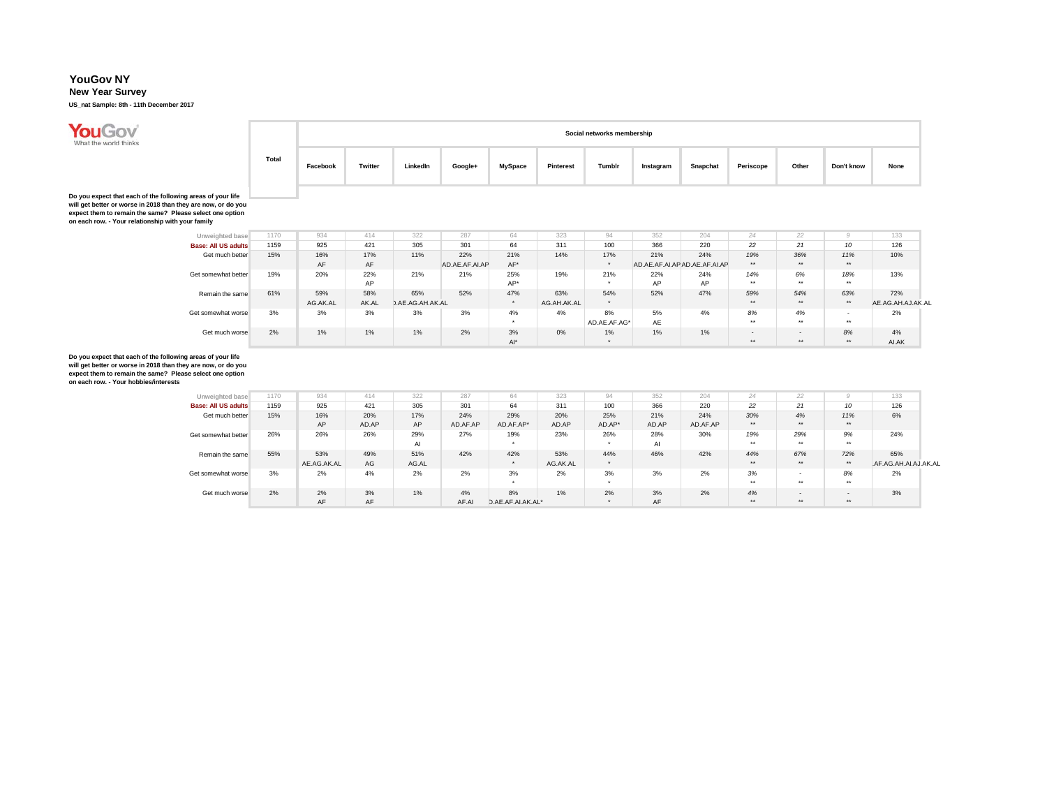# YouGov NY

## New Year Survey

**US_nat Sample: 8th - 11th December 2017**

YouGov
What the world thinks

**Do you expect that each of the following areas of your life will get better or worse in 2018 than they are now, or do you expect them to remain the same? Please select one option on each row. - Your relationship with your family**

| | Total | Social networks membership: Facebook | Twitter | LinkedIn | Google+ | MySpace | Pinterest | Tumblr | Instagram | Snapchat | Periscope | Other | Don't know | None |
|---|---|---|---|---|---|---|---|---|---|---|---|---|---|---|
| Unweighted base | 1170 | 934 | 414 | 322 | 287 | 64 | 323 | 94 | 352 | 204 | 24 | 22 | 9 | 133 |
| Base: All US adults | 1159 | 925 | 421 | 305 | 301 | 64 | 311 | 100 | 366 | 220 | 22 | 21 | 10 | 126 |
| Get much better | 15% | 16% AF | 17% AF | 11% | 22% AD.AE.AF.AI.AP | 21% AF* | 14% | 17% * | 21% AD.AE.AF.AI.AP | 24% AD.AE.AF.AI.AP | 19% ** | 36% ** | 11% ** | 10% |
| Get somewhat better | 19% | 20% | 22% AP | 21% | 21% | 25% AP* | 19% | 21% * | 22% AP | 24% AP | 14% ** | 6% ** | 18% ** | 13% |
| Remain the same | 61% | 59% AG.AK.AL | 58% AK.AL | 65% D.AE.AG.AH.AK.AL | 52% | 47% * | 63% AG.AH.AK.AL | 54% * | 52% | 47% | 59% ** | 54% ** | 63% ** | 72% AE.AG.AH.AJ.AK.AL |
| Get somewhat worse | 3% | 3% | 3% | 3% | 3% | 4% * | 4% | 8% AD.AE.AF.AG* | 5% AE | 4% | 8% ** | 4% ** | - ** | 2% |
| Get much worse | 2% | 1% | 1% | 1% | 2% | 3% AI* | 0% | 1% * | 1% | 1% | - ** | - ** | 8% ** | 4% AI.AK |

**Do you expect that each of the following areas of your life will get better or worse in 2018 than they are now, or do you expect them to remain the same? Please select one option on each row. - Your hobbies/interests**

| | Total | Social networks membership: Facebook | Twitter | LinkedIn | Google+ | MySpace | Pinterest | Tumblr | Instagram | Snapchat | Periscope | Other | Don't know | None |
|---|---|---|---|---|---|---|---|---|---|---|---|---|---|---|
| Unweighted base | 1170 | 934 | 414 | 322 | 287 | 64 | 323 | 94 | 352 | 204 | 24 | 22 | 9 | 133 |
| Base: All US adults | 1159 | 925 | 421 | 305 | 301 | 64 | 311 | 100 | 366 | 220 | 22 | 21 | 10 | 126 |
| Get much better | 15% | 16% AP | 20% AD.AP | 17% AP | 24% AD.AF.AP | 29% AD.AF.AP* | 20% AD.AP | 25% AD.AP* | 21% AD.AP | 24% AD.AF.AP | 30% ** | 4% ** | 11% ** | 6% |
| Get somewhat better | 26% | 26% | 26% | 29% AI | 27% | 19% * | 23% | 26% * | 28% AI | 30% | 19% ** | 29% ** | 9% ** | 24% |
| Remain the same | 55% | 53% AE.AG.AK.AL | 49% AG | 51% AG.AL | 42% | 42% * | 53% AG.AK.AL | 44% * | 46% | 42% | 44% ** | 67% ** | 72% ** | 65% AF.AG.AH.AI.AJ.AK.AL |
| Get somewhat worse | 3% | 2% | 4% | 2% | 2% | 3% * | 2% | 3% * | 3% | 2% | 3% ** | - ** | 8% ** | 2% |
| Get much worse | 2% | 2% AF | 3% AF | 1% | 4% AF.AI | 8% D.AE.AF.AI.AK.AL* | 1% | 2% * | 3% AF | 2% | 4% ** | - ** | - ** | 3% |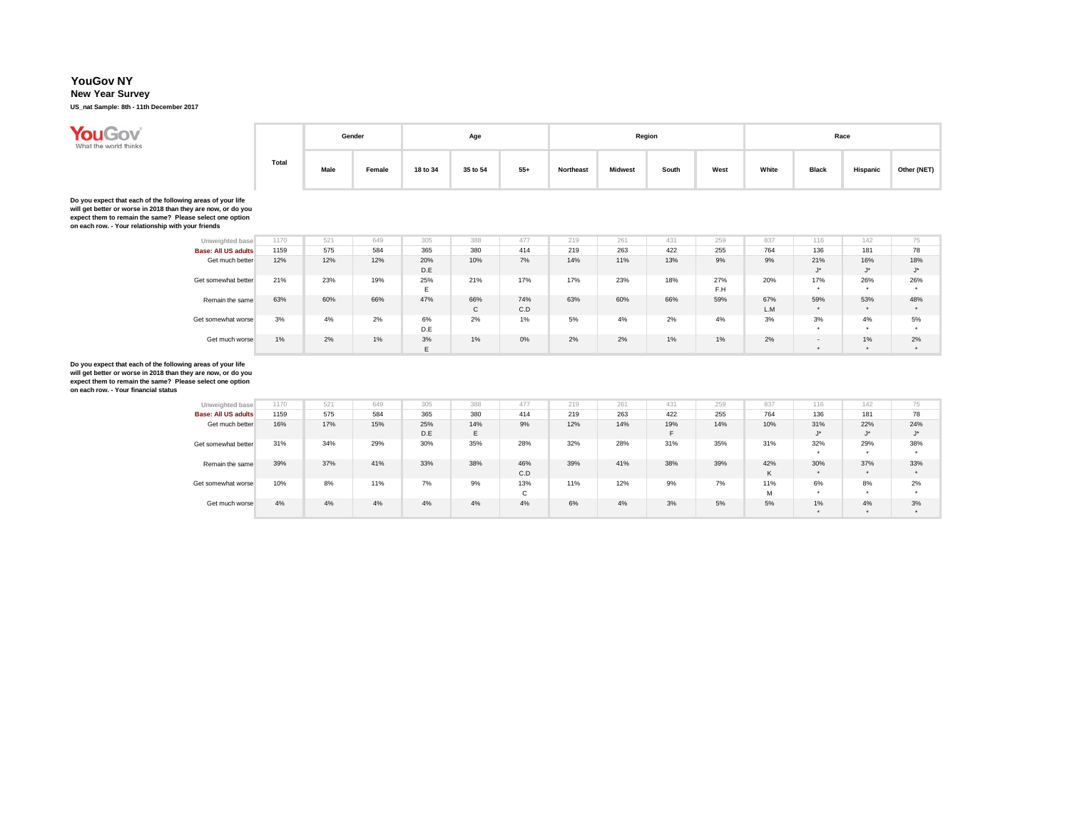# YouGov NY

## New Year Survey

**US_nat Sample: 8th - 11th December 2017**

YouGov
What the world thinks

**Do you expect that each of the following areas of your life will get better or worse in 2018 than they are now, or do you expect them to remain the same? Please select one option on each row. - Your relationship with your friends**

| | Total | Gender | | Age | | | Region | | | | Race | | | |
|---|---|---|---|---|---|---|---|---|---|---|---|---|---|---|
| | | Male | Female | 18 to 34 | 35 to 54 | 55+ | Northeast | Midwest | South | West | White | Black | Hispanic | Other (NET) |
| Unweighted base | 1170 | 521 | 649 | 305 | 388 | 477 | 219 | 261 | 431 | 259 | 837 | 116 | 142 | 75 |
| Base: All US adults | 1159 | 575 | 584 | 365 | 380 | 414 | 219 | 263 | 422 | 255 | 764 | 136 | 181 | 78 |
| Get much better | 12% | 12% | 12% | 20% D.E | 10% | 7% | 14% | 11% | 13% | 9% | 9% | 21% J* | 16% J* | 18% J* |
| Get somewhat better | 21% | 23% | 19% | 25% E | 21% | 17% | 17% | 23% | 18% | 27% F.H | 20% | 17% * | 26% * | 26% * |
| Remain the same | 63% | 60% | 66% | 47% | 66% C | 74% C.D | 63% | 60% | 66% | 59% | 67% L.M | 59% * | 53% * | 48% * |
| Get somewhat worse | 3% | 4% | 2% | 6% D.E | 2% | 1% | 5% | 4% | 2% | 4% | 3% | 3% * | 4% * | 5% * |
| Get much worse | 1% | 2% | 1% | 3% E | 1% | 0% | 2% | 2% | 1% | 1% | 2% | - * | 1% * | 2% * |

**Do you expect that each of the following areas of your life will get better or worse in 2018 than they are now, or do you expect them to remain the same? Please select one option on each row. - Your financial status**

| | Total | Gender | | Age | | | Region | | | | Race | | | |
|---|---|---|---|---|---|---|---|---|---|---|---|---|---|---|
| | | Male | Female | 18 to 34 | 35 to 54 | 55+ | Northeast | Midwest | South | West | White | Black | Hispanic | Other (NET) |
| Unweighted base | 1170 | 521 | 649 | 305 | 388 | 477 | 219 | 261 | 431 | 259 | 837 | 116 | 142 | 75 |
| Base: All US adults | 1159 | 575 | 584 | 365 | 380 | 414 | 219 | 263 | 422 | 255 | 764 | 136 | 181 | 78 |
| Get much better | 16% | 17% | 15% | 25% D.E | 14% E | 9% | 12% | 14% | 19% F | 14% | 10% | 31% J* | 22% J* | 24% J* |
| Get somewhat better | 31% | 34% | 29% | 30% | 35% | 28% | 32% | 28% | 31% | 35% | 31% | 32% * | 29% * | 38% * |
| Remain the same | 39% | 37% | 41% | 33% | 38% | 46% C.D | 39% | 41% | 38% | 39% | 42% K | 30% * | 37% * | 33% * |
| Get somewhat worse | 10% | 8% | 11% | 7% | 9% | 13% C | 11% | 12% | 9% | 7% | 11% M | 6% * | 8% * | 2% * |
| Get much worse | 4% | 4% | 4% | 4% | 4% | 4% | 6% | 4% | 3% | 5% | 5% | 1% * | 4% * | 3% * |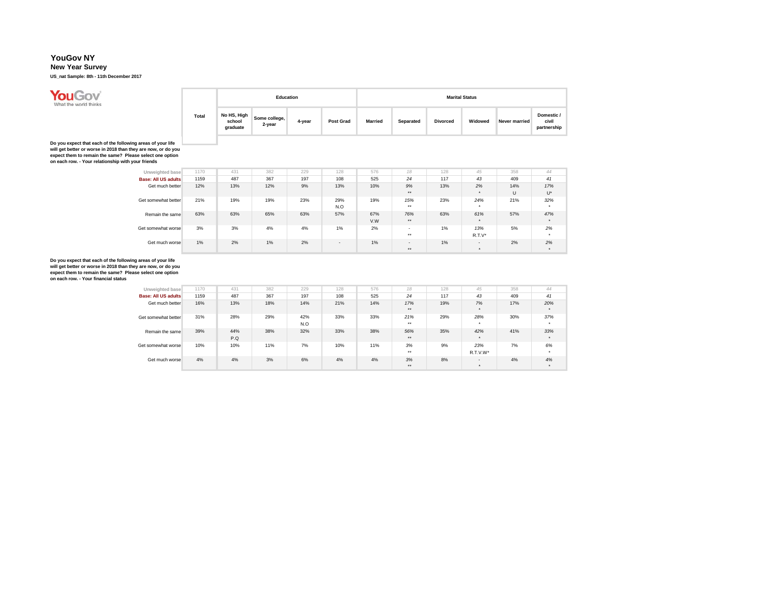# YouGov NY

## New Year Survey

**US_nat Sample: 8th - 11th December 2017**

**Do you expect that each of the following areas of your life will get better or worse in 2018 than they are now, or do you expect them to remain the same? Please select one option on each row. - Your relationship with your friends**

| | Total | Education | | | | Marital Status | | | | | |
|---|---|---|---|---|---|---|---|---|---|---|---|
| | | No HS, High school graduate | Some college, 2-year | 4-year | Post Grad | Married | Separated | Divorced | Widowed | Never married | Domestic / civil partnership |
| Unweighted base | 1170 | 431 | 382 | 229 | 128 | 576 | 18 | 128 | 45 | 358 | 44 |
| **Base: All US adults** | 1159 | 487 | 367 | 197 | 108 | 525 | 24 | 117 | 43 | 409 | 41 |
| Get much better | 12% | 13% | 12% | 9% | 13% | 10% | 9% ** | 13% | 2% * | 14% U | 17% U* |
| Get somewhat better | 21% | 19% | 19% | 23% | 29% N.O | 19% | 15% ** | 23% | 24% * | 21% | 32% * |
| Remain the same | 63% | 63% | 65% | 63% | 57% | 67% V.W | 76% ** | 63% | 61% * | 57% | 47% * |
| Get somewhat worse | 3% | 3% | 4% | 4% | 1% | 2% | - ** | 1% | 13% R.T.V* | 5% | 2% * |
| Get much worse | 1% | 2% | 1% | 2% | - | 1% | - ** | 1% | - * | 2% | 2% * |

**Do you expect that each of the following areas of your life will get better or worse in 2018 than they are now, or do you expect them to remain the same? Please select one option on each row. - Your financial status**

| | Total | Education | | | | Marital Status | | | | | |
|---|---|---|---|---|---|---|---|---|---|---|---|
| | | No HS, High school graduate | Some college, 2-year | 4-year | Post Grad | Married | Separated | Divorced | Widowed | Never married | Domestic / civil partnership |
| Unweighted base | 1170 | 431 | 382 | 229 | 128 | 576 | 18 | 128 | 45 | 358 | 44 |
| **Base: All US adults** | 1159 | 487 | 367 | 197 | 108 | 525 | 24 | 117 | 43 | 409 | 41 |
| Get much better | 16% | 13% | 18% | 14% | 21% | 14% | 17% ** | 19% | 7% * | 17% | 20% * |
| Get somewhat better | 31% | 28% | 29% | 42% N.O | 33% | 33% | 21% ** | 29% | 28% * | 30% | 37% * |
| Remain the same | 39% | 44% P.Q | 38% | 32% | 33% | 38% | 56% ** | 35% | 42% * | 41% | 33% * |
| Get somewhat worse | 10% | 10% | 11% | 7% | 10% | 11% | 3% ** | 9% | 23% R.T.V.W* | 7% | 6% * |
| Get much worse | 4% | 4% | 3% | 6% | 4% | 4% | 3% ** | 8% | - * | 4% | 4% * |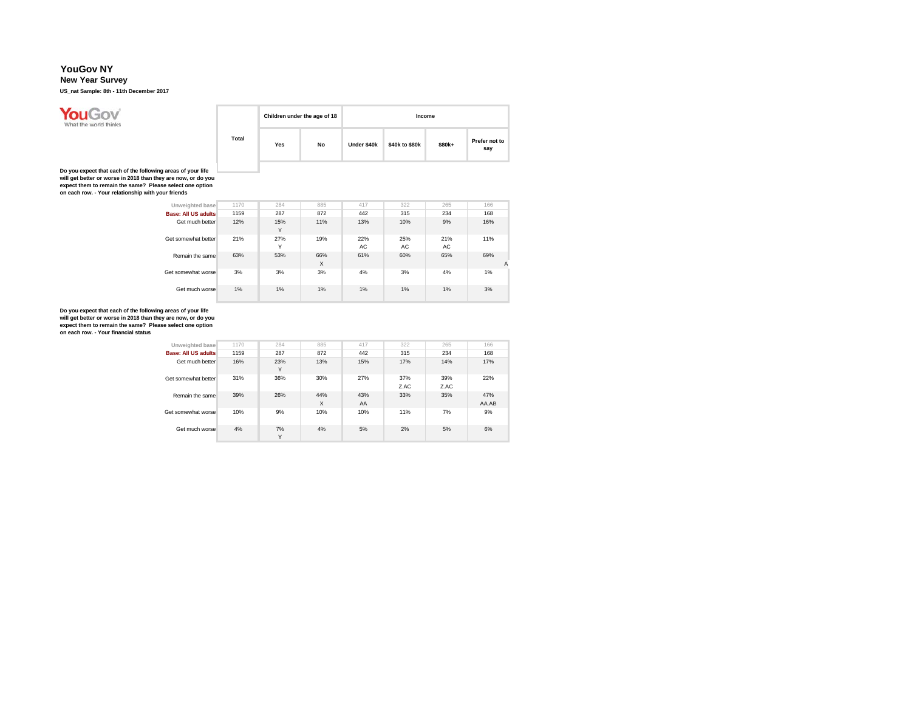# YouGov NY

## New Year Survey

**US_nat Sample: 8th - 11th December 2017**

**Do you expect that each of the following areas of your life will get better or worse in 2018 than they are now, or do you expect them to remain the same? Please select one option on each row. - Your relationship with your friends**

| | Total | Children under the age of 18 | | Income | | | |
|---|---|---|---|---|---|---|---|
| | | Yes | No | Under $40k | $40k to $80k | $80k+ | Prefer not to say |
| Unweighted base | 1170 | 284 | 885 | 417 | 322 | 265 | 166 |
| Base: All US adults | 1159 | 287 | 872 | 442 | 315 | 234 | 168 |
| Get much better | 12% | 15% Y | 11% | 13% | 10% | 9% | 16% |
| Get somewhat better | 21% | 27% Y | 19% | 22% AC | 25% AC | 21% AC | 11% |
| Remain the same | 63% | 53% | 66% X | 61% | 60% | 65% | 69% A |
| Get somewhat worse | 3% | 3% | 3% | 4% | 3% | 4% | 1% |
| Get much worse | 1% | 1% | 1% | 1% | 1% | 1% | 3% |

**Do you expect that each of the following areas of your life will get better or worse in 2018 than they are now, or do you expect them to remain the same? Please select one option on each row. - Your financial status**

| | Total | Children under the age of 18 | | Income | | | |
|---|---|---|---|---|---|---|---|
| | | Yes | No | Under $40k | $40k to $80k | $80k+ | Prefer not to say |
| Unweighted base | 1170 | 284 | 885 | 417 | 322 | 265 | 166 |
| Base: All US adults | 1159 | 287 | 872 | 442 | 315 | 234 | 168 |
| Get much better | 16% | 23% Y | 13% | 15% | 17% | 14% | 17% |
| Get somewhat better | 31% | 36% | 30% | 27% | 37% Z.AC | 39% Z.AC | 22% |
| Remain the same | 39% | 26% | 44% X | 43% AA | 33% | 35% | 47% AA.AB |
| Get somewhat worse | 10% | 9% | 10% | 10% | 11% | 7% | 9% |
| Get much worse | 4% | 7% Y | 4% | 5% | 2% | 5% | 6% |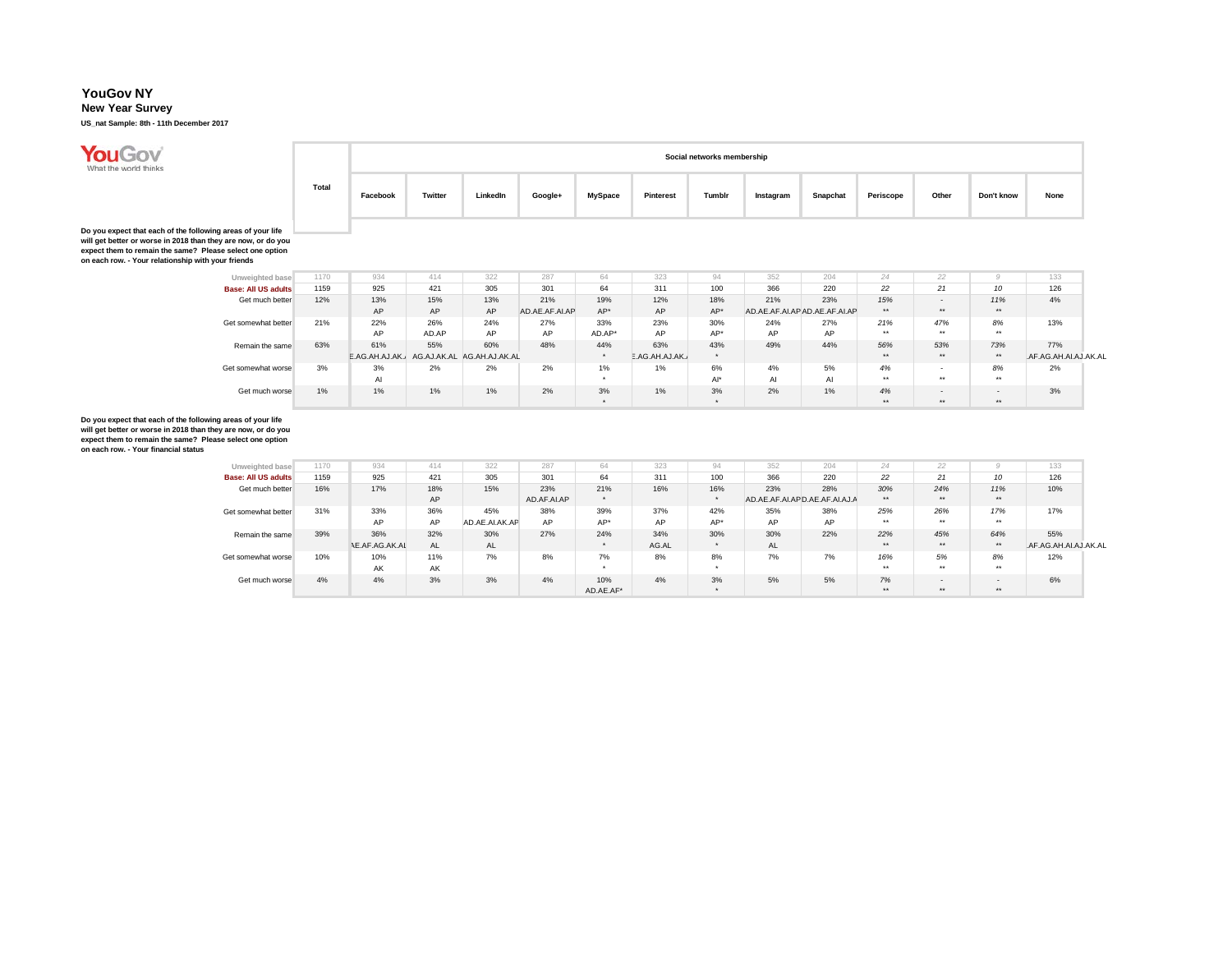# YouGov NY

**New Year Survey**

**US_nat Sample: 8th - 11th December 2017**

**Do you expect that each of the following areas of your life will get better or worse in 2018 than they are now, or do you expect them to remain the same? Please select one option on each row. - Your relationship with your friends**

| | Total | Facebook | Twitter | LinkedIn | Google+ | MySpace | Pinterest | Tumblr | Instagram | Snapchat | Periscope | Other | Don't know | None |
|---|---|---|---|---|---|---|---|---|---|---|---|---|---|---|
| | | Social networks membership | | | | | | | | | | | | |
| Unweighted base | 1170 | 934 | 414 | 322 | 287 | 64 | 323 | 94 | 352 | 204 | 24 | 22 | 9 | 133 |
| Base: All US adults | 1159 | 925 | 421 | 305 | 301 | 64 | 311 | 100 | 366 | 220 | 22 | 21 | 10 | 126 |
| Get much better | 12% | 13% | 15% | 13% | 21% | 19% | 12% | 18% | 21% | 23% | 15% | - | 11% | 4% |
| | | AP | AP | AP | AD.AE.AF.AI.AP | AP* | AP | AP* | AD.AE.AF.AI.AP | AD.AE.AF.AI.AP | ** | ** | ** | |
| Get somewhat better | 21% | 22% | 26% | 24% | 27% | 33% | 23% | 30% | 24% | 27% | 21% | 47% | 8% | 13% |
| | | AP | AD.AP | AP | AP | AD.AP* | AP | AP* | AP | AP | ** | ** | ** | |
| Remain the same | 63% | 61% | 55% | 60% | 48% | 44% | 63% | 43% | 49% | 44% | 56% | 53% | 73% | 77% |
| | | E.AG.AH.AJ.AK.A | AG.AJ.AK.AL | AG.AH.AJ.AK.AL | | * | E.AG.AH.AJ.AK.A | * | | | ** | ** | ** | AF.AG.AH.AI.AJ.AK.AL |
| Get somewhat worse | 3% | 3% | 2% | 2% | 2% | 1% | 1% | 6% | 4% | 5% | 4% | - | 8% | 2% |
| | | AI | | | | * | | AI* | AI | AI | ** | ** | ** | |
| Get much worse | 1% | 1% | 1% | 1% | 2% | 3% | 1% | 3% | 2% | 1% | 4% | - | - | 3% |
| | | | | | | * | | * | | | ** | ** | ** | |

**Do you expect that each of the following areas of your life will get better or worse in 2018 than they are now, or do you expect them to remain the same? Please select one option on each row. - Your financial status**

| | Total | Facebook | Twitter | LinkedIn | Google+ | MySpace | Pinterest | Tumblr | Instagram | Snapchat | Periscope | Other | Don't know | None |
|---|---|---|---|---|---|---|---|---|---|---|---|---|---|---|
| | | Social networks membership | | | | | | | | | | | | |
| Unweighted base | 1170 | 934 | 414 | 322 | 287 | 64 | 323 | 94 | 352 | 204 | 24 | 22 | 9 | 133 |
| Base: All US adults | 1159 | 925 | 421 | 305 | 301 | 64 | 311 | 100 | 366 | 220 | 22 | 21 | 10 | 126 |
| Get much better | 16% | 17% | 18% | 15% | 23% | 21% | 16% | 16% | 23% | 28% | 30% | 24% | 11% | 10% |
| | | | AP | | AD.AF.AI.AP | * | | * | AD.AE.AF.AI.AP | D.AE.AF.AI.AJ.A | ** | ** | ** | |
| Get somewhat better | 31% | 33% | 36% | 45% | 38% | 39% | 37% | 42% | 35% | 38% | 25% | 26% | 17% | 17% |
| | | AP | AP | AD.AE.AI.AK.AP | AP | AP* | AP | AP* | AP | AP | ** | ** | ** | |
| Remain the same | 39% | 36% | 32% | 30% | 27% | 24% | 34% | 30% | 30% | 22% | 22% | 45% | 64% | 55% |
| | | AE.AF.AG.AK.AL | AL | AL | | * | AG.AL | * | AL | | ** | ** | ** | AF.AG.AH.AI.AJ.AK.AL |
| Get somewhat worse | 10% | 10% | 11% | 7% | 8% | 7% | 8% | 8% | 7% | 7% | 16% | 5% | 8% | 12% |
| | | AK | AK | | | * | | * | | | ** | ** | ** | |
| Get much worse | 4% | 4% | 3% | 3% | 4% | 10% | 4% | 3% | 5% | 5% | 7% | - | - | 6% |
| | | | | | | AD.AE.AF* | | * | | | ** | ** | ** | |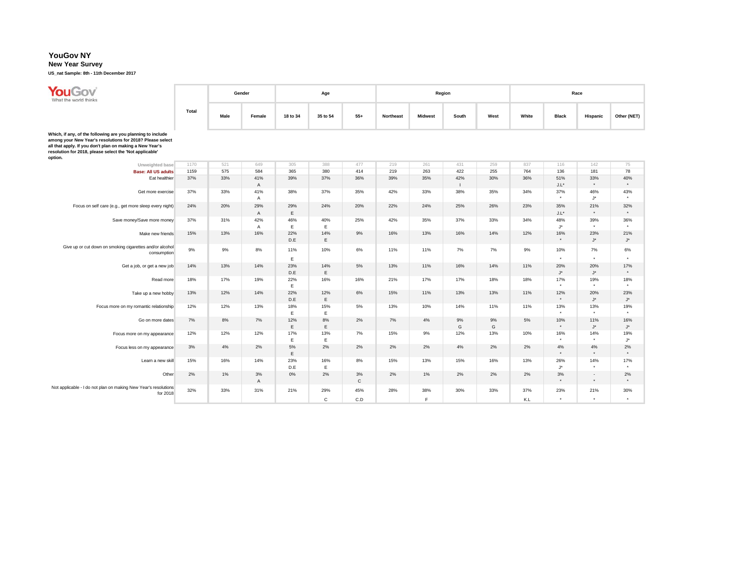# YouGov NY

**New Year Survey**

**US_nat Sample: 8th - 11th December 2017**

**Which, if any, of the following are you planning to include among your New Year's resolutions for 2018? Please select all that apply. If you don't plan on making a New Year's resolution for 2018, please select the 'Not applicable' option.**

| | Total | Gender | | Age | | | Region | | | | Race | | | |
|---|---|---|---|---|---|---|---|---|---|---|---|---|---|---|
| | | Male | Female | 18 to 34 | 35 to 54 | 55+ | Northeast | Midwest | South | West | White | Black | Hispanic | Other (NET) |
| Unweighted base | 1170 | 521 | 649 | 305 | 388 | 477 | 219 | 261 | 431 | 259 | 837 | 116 | 142 | 75 |
| **Base: All US adults** | 1159 | 575 | 584 | 365 | 380 | 414 | 219 | 263 | 422 | 255 | 764 | 136 | 181 | 78 |
| Eat healthier | 37% | 33% | 41% A | 39% | 37% | 36% | 39% | 35% | 42% I | 30% | 36% | 51% J.L* | 33% * | 40% * |
| Get more exercise | 37% | 33% | 41% A | 38% | 37% | 35% | 42% | 33% | 38% | 35% | 34% | 37% * | 46% J* | 43% * |
| Focus on self care (e.g., get more sleep every night) | 24% | 20% | 29% A | 29% E | 24% | 20% | 22% | 24% | 25% | 26% | 23% | 35% J.L* | 21% * | 32% * |
| Save money/Save more money | 37% | 31% | 42% A | 46% E | 40% E | 25% | 42% | 35% | 37% | 33% | 34% | 48% J* | 39% * | 36% * |
| Make new friends | 15% | 13% | 16% | 22% D.E | 14% E | 9% | 16% | 13% | 16% | 14% | 12% | 16% * | 23% J* | 21% J* |
| Give up or cut down on smoking cigarettes and/or alcohol consumption | 9% | 9% | 8% | 11% E | 10% | 6% | 11% | 11% | 7% | 7% | 9% | 10% * | 7% * | 6% * |
| Get a job, or get a new job | 14% | 13% | 14% | 23% D.E | 14% E | 5% | 13% | 11% | 16% | 14% | 11% | 20% J* | 20% J* | 17% * |
| Read more | 18% | 17% | 19% | 22% E | 16% | 16% | 21% | 17% | 17% | 18% | 18% | 17% * | 19% * | 18% * |
| Take up a new hobby | 13% | 12% | 14% | 22% D.E | 12% E | 6% | 15% | 11% | 13% | 13% | 11% | 12% * | 20% J* | 23% J* |
| Focus more on my romantic relationship | 12% | 12% | 13% | 18% E | 15% E | 5% | 13% | 10% | 14% | 11% | 11% | 13% * | 13% * | 19% * |
| Go on more dates | 7% | 8% | 7% | 12% E | 8% E | 2% | 7% | 4% | 9% G | 9% G | 5% | 10% * | 11% J* | 16% J* |
| Focus more on my appearance | 12% | 12% | 12% | 17% E | 13% E | 7% | 15% | 9% | 12% | 13% | 10% | 16% * | 14% * | 19% J* |
| Focus less on my appearance | 3% | 4% | 2% | 5% E | 2% | 2% | 2% | 2% | 4% | 2% | 2% | 4% * | 4% * | 2% * |
| Learn a new skill | 15% | 16% | 14% | 23% D.E | 16% E | 8% | 15% | 13% | 15% | 16% | 13% | 26% J* | 14% * | 17% * |
| Other | 2% | 1% | 3% A | 0% | 2% | 3% C | 2% | 1% | 2% | 2% | 2% | 3% * | - * | 2% * |
| Not applicable - I do not plan on making New Year's resolutions for 2018 | 32% | 33% | 31% | 21% | 29% C | 45% C.D | 28% | 38% F | 30% | 33% | 37% K.L | 23% * | 21% * | 30% * |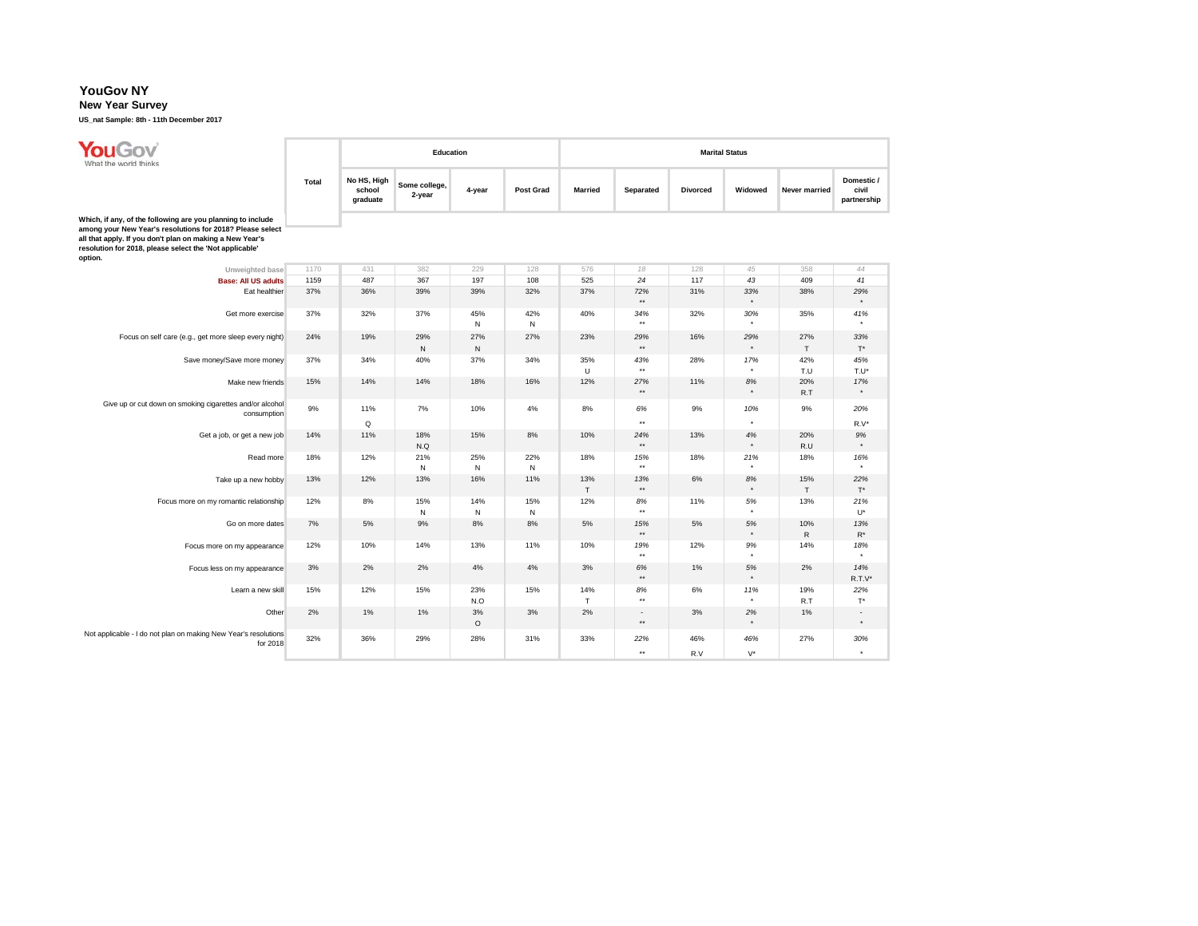# YouGov NY

**New Year Survey**

**US_nat Sample: 8th - 11th December 2017**

**Which, if any, of the following are you planning to include among your New Year's resolutions for 2018? Please select all that apply. If you don't plan on making a New Year's resolution for 2018, please select the 'Not applicable' option.**

| | Total | Education | | | | Marital Status | | | | | |
|---|---|---|---|---|---|---|---|---|---|---|---|
| | | No HS, High school graduate | Some college, 2-year | 4-year | Post Grad | Married | Separated | Divorced | Widowed | Never married | Domestic / civil partnership |
| Unweighted base | 1170 | 431 | 382 | 229 | 128 | 576 | 18 | 128 | 45 | 358 | 44 |
| **Base: All US adults** | 1159 | 487 | 367 | 197 | 108 | 525 | 24 | 117 | 43 | 409 | 41 |
| Eat healthier | 37% | 36% | 39% | 39% | 32% | 37% | 72% ** | 31% | 33% * | 38% | 29% * |
| Get more exercise | 37% | 32% | 37% | 45% N | 42% N | 40% | 34% ** | 32% | 30% * | 35% | 41% * |
| Focus on self care (e.g., get more sleep every night) | 24% | 19% | 29% N | 27% N | 27% | 23% | 29% ** | 16% | 29% * | 27% T | 33% T* |
| Save money/Save more money | 37% | 34% | 40% | 37% | 34% | 35% U | 43% ** | 28% | 17% * | 42% T.U | 45% T.U* |
| Make new friends | 15% | 14% | 14% | 18% | 16% | 12% | 27% ** | 11% | 8% * | 20% R.T | 17% * |
| Give up or cut down on smoking cigarettes and/or alcohol consumption | 9% | 11% Q | 7% | 10% | 4% | 8% | 6% ** | 9% | 10% * | 9% | 20% R.V* |
| Get a job, or get a new job | 14% | 11% | 18% N.Q | 15% | 8% | 10% | 24% ** | 13% | 4% * | 20% R.U | 9% * |
| Read more | 18% | 12% | 21% N | 25% N | 22% N | 18% | 15% ** | 18% | 21% * | 18% | 16% * |
| Take up a new hobby | 13% | 12% | 13% | 16% | 11% | 13% T | 13% ** | 6% | 8% * | 15% T | 22% T* |
| Focus more on my romantic relationship | 12% | 8% | 15% N | 14% N | 15% N | 12% | 8% ** | 11% | 5% * | 13% | 21% U* |
| Go on more dates | 7% | 5% | 9% | 8% | 8% | 5% | 15% ** | 5% | 5% * | 10% R | 13% R* |
| Focus more on my appearance | 12% | 10% | 14% | 13% | 11% | 10% | 19% ** | 12% | 9% * | 14% | 18% * |
| Focus less on my appearance | 3% | 2% | 2% | 4% | 4% | 3% | 6% ** | 1% | 5% * | 2% | 14% R.T.V* |
| Learn a new skill | 15% | 12% | 15% | 23% N.O | 15% | 14% T | 8% ** | 6% | 11% * | 19% R.T | 22% T* |
| Other | 2% | 1% | 1% | 3% O | 3% | 2% | - ** | 3% | 2% * | 1% | - * |
| Not applicable - I do not plan on making New Year's resolutions for 2018 | 32% | 36% | 29% | 28% | 31% | 33% | 22% ** | 46% R.V | 46% V* | 27% | 30% * |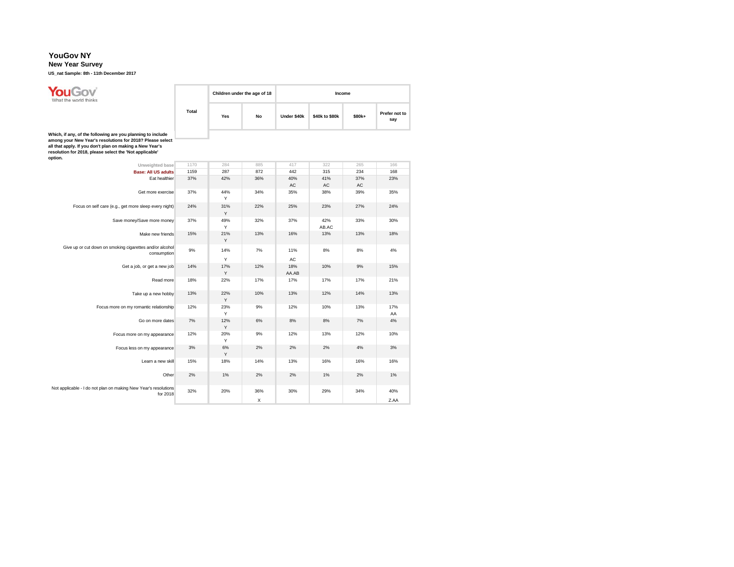# YouGov NY

## New Year Survey

**US_nat Sample: 8th - 11th December 2017**

YouGov What the world thinks

**Which, if any, of the following are you planning to include among your New Year's resolutions for 2018? Please select all that apply. If you don't plan on making a New Year's resolution for 2018, please select the 'Not applicable' option.**

| | Total | Children under the age of 18 | | Income | | | |
|---|---|---|---|---|---|---|---|
| | | Yes | No | Under $40k | $40k to $80k | $80k+ | Prefer not to say |
| Unweighted base | 1170 | 284 | 885 | 417 | 322 | 265 | 166 |
| **Base: All US adults** | 1159 | 287 | 872 | 442 | 315 | 234 | 168 |
| Eat healthier | 37% | 42% | 36% | 40% AC | 41% AC | 37% AC | 23% |
| Get more exercise | 37% | 44% Y | 34% | 35% | 38% | 39% | 35% |
| Focus on self care (e.g., get more sleep every night) | 24% | 31% Y | 22% | 25% | 23% | 27% | 24% |
| Save money/Save more money | 37% | 49% Y | 32% | 37% | 42% AB.AC | 33% | 30% |
| Make new friends | 15% | 21% Y | 13% | 16% | 13% | 13% | 18% |
| Give up or cut down on smoking cigarettes and/or alcohol consumption | 9% | 14% Y | 7% | 11% AC | 8% | 8% | 4% |
| Get a job, or get a new job | 14% | 17% Y | 12% | 18% AA.AB | 10% | 9% | 15% |
| Read more | 18% | 22% | 17% | 17% | 17% | 17% | 21% |
| Take up a new hobby | 13% | 22% Y | 10% | 13% | 12% | 14% | 13% |
| Focus more on my romantic relationship | 12% | 23% Y | 9% | 12% | 10% | 13% | 17% AA |
| Go on more dates | 7% | 12% Y | 6% | 8% | 8% | 7% | 4% |
| Focus more on my appearance | 12% | 20% Y | 9% | 12% | 13% | 12% | 10% |
| Focus less on my appearance | 3% | 6% Y | 2% | 2% | 2% | 4% | 3% |
| Learn a new skill | 15% | 18% | 14% | 13% | 16% | 16% | 16% |
| Other | 2% | 1% | 2% | 2% | 1% | 2% | 1% |
| Not applicable - I do not plan on making New Year's resolutions for 2018 | 32% | 20% | 36% X | 30% | 29% | 34% | 40% Z.AA |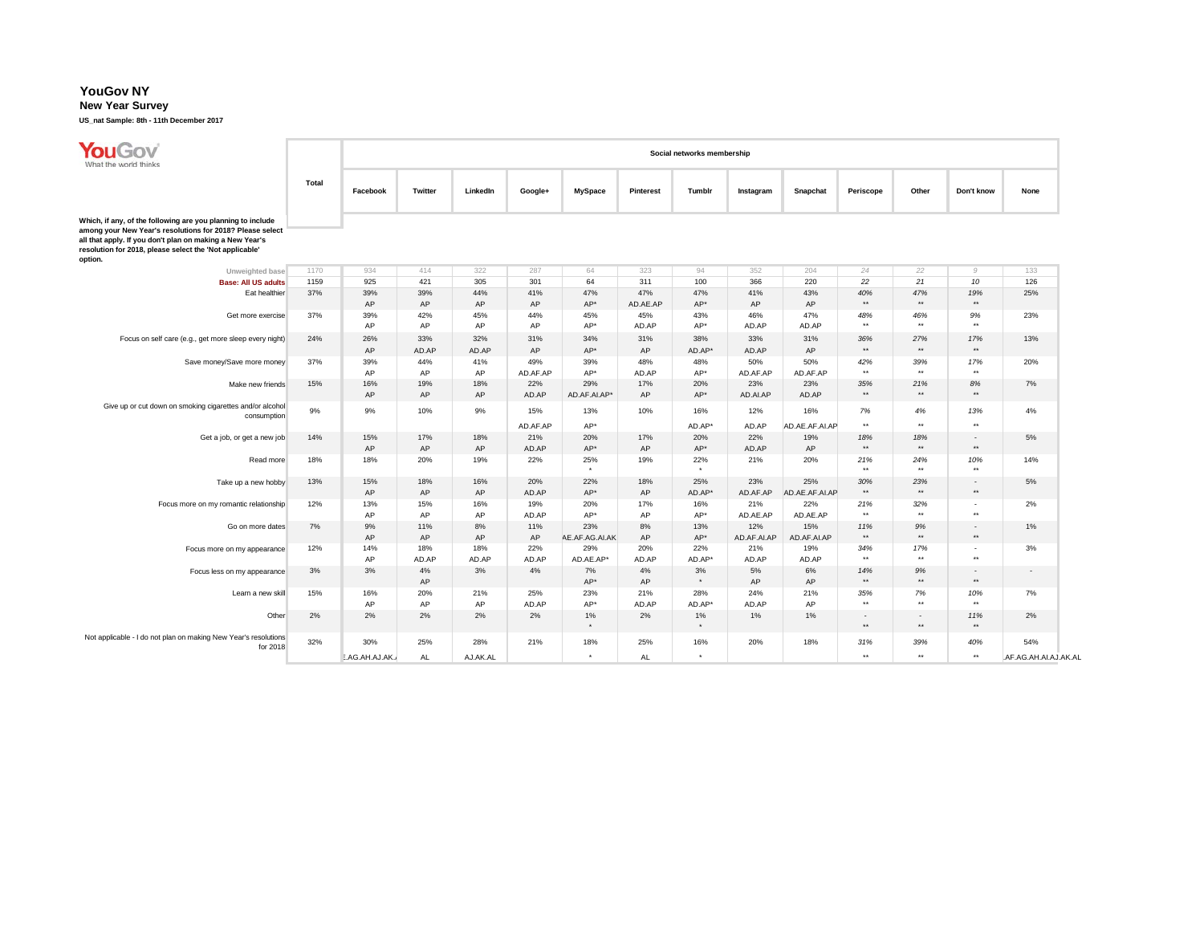**YouGov NY**
**New Year Survey**
**US_nat Sample: 8th - 11th December 2017**

Which, if any, of the following are you planning to include among your New Year's resolutions for 2018? Please select all that apply. If you don't plan on making a New Year's resolution for 2018, please select the 'Not applicable' option.

| | Total | Social networks membership | | | | | | | | | | | | |
|---|---|---|---|---|---|---|---|---|---|---|---|---|---|---|
| | | Facebook | Twitter | LinkedIn | Google+ | MySpace | Pinterest | Tumblr | Instagram | Snapchat | Periscope | Other | Don't know | None |
| Unweighted base | 1170 | 934 | 414 | 322 | 287 | 64 | 323 | 94 | 352 | 204 | 24 | 22 | 9 | 133 |
| Base: All US adults | 1159 | 925 | 421 | 305 | 301 | 64 | 311 | 100 | 366 | 220 | 22 | 21 | 10 | 126 |
| Eat healthier | 37% | 39% | 39% | 44% | 41% | 47% | 47% | 47% | 41% | 43% | 40% | 47% | 19% | 25% |
| | | AP | AP | AP | AP | AP* | AD.AE.AP | AP* | AP | AP | ** | ** | ** | |
| Get more exercise | 37% | 39% | 42% | 45% | 44% | 45% | 45% | 43% | 46% | 47% | 48% | 46% | 9% | 23% |
| | | AP | AP | AP | AP | AP* | AD.AP | AP* | AD.AP | AD.AP | ** | ** | ** | |
| Focus on self care (e.g., get more sleep every night) | 24% | 26% | 33% | 32% | 31% | 34% | 31% | 38% | 33% | 31% | 36% | 27% | 17% | 13% |
| | | AP | AD.AP | AD.AP | AP | AP* | AP | AD.AP* | AD.AP | AP | ** | ** | ** | |
| Save money/Save more money | 37% | 39% | 44% | 41% | 49% | 39% | 48% | 48% | 50% | 50% | 42% | 39% | 17% | 20% |
| | | AP | AP | AP | AD.AF.AP | AP* | AD.AP | AP* | AD.AF.AP | AD.AF.AP | ** | ** | ** | |
| Make new friends | 15% | 16% | 19% | 18% | 22% | 29% | 17% | 20% | 23% | 23% | 35% | 21% | 8% | 7% |
| | | AP | AP | AP | AD.AP | AD.AF.AI.AP* | AP | AP* | AD.AI.AP | AD.AP | ** | ** | ** | |
| Give up or cut down on smoking cigarettes and/or alcohol consumption | 9% | 9% | 10% | 9% | 15% | 13% | 10% | 16% | 12% | 16% | 7% | 4% | 13% | 4% |
| | | | | | AD.AF.AP | AP* | | AD.AP* | AD.AP | AD.AE.AF.AI.AP | ** | ** | ** | |
| Get a job, or get a new job | 14% | 15% | 17% | 18% | 21% | 20% | 17% | 20% | 22% | 19% | 18% | 18% | - | 5% |
| | | AP | AP | AP | AD.AP | AP* | AP | AP* | AD.AP | AP | ** | ** | ** | |
| Read more | 18% | 18% | 20% | 19% | 22% | 25% | 19% | 22% | 21% | 20% | 21% | 24% | 10% | 14% |
| | | | | | | * | | * | | | ** | ** | ** | |
| Take up a new hobby | 13% | 15% | 18% | 16% | 20% | 22% | 18% | 25% | 23% | 25% | 30% | 23% | - | 5% |
| | | AP | AP | AP | AD.AP | AP* | AP | AD.AP* | AD.AF.AP | AD.AE.AF.AI.AP | ** | ** | ** | |
| Focus more on my romantic relationship | 12% | 13% | 15% | 16% | 19% | 20% | 17% | 16% | 21% | 22% | 21% | 32% | - | 2% |
| | | AP | AP | AP | AD.AP | AP* | AP | AP* | AD.AE.AP | AD.AE.AP | ** | ** | ** | |
| Go on more dates | 7% | 9% | 11% | 8% | 11% | 23% | 8% | 13% | 12% | 15% | 11% | 9% | - | 1% |
| | | AP | AP | AP | AP | AE.AF.AG.AI.AK | AP | AP* | AD.AF.AI.AP | AD.AF.AI.AP | ** | ** | ** | |
| Focus more on my appearance | 12% | 14% | 18% | 18% | 22% | 29% | 20% | 22% | 21% | 19% | 34% | 17% | - | 3% |
| | | AP | AD.AP | AD.AP | AD.AP | AD.AE.AP* | AD.AP | AD.AP* | AD.AP | AD.AP | ** | ** | ** | |
| Focus less on my appearance | 3% | 3% | 4% | 3% | 4% | 7% | 4% | 3% | 5% | 6% | 14% | 9% | - | - |
| | | | AP | | | AP* | AP | * | AP | AP | ** | ** | ** | |
| Learn a new skill | 15% | 16% | 20% | 21% | 25% | 23% | 21% | 28% | 24% | 21% | 35% | 7% | 10% | 7% |
| | | AP | AP | AP | AD.AP | AP* | AD.AP | AD.AP* | AD.AP | AP | ** | ** | ** | |
| Other | 2% | 2% | 2% | 2% | 2% | 1% | 2% | 1% | 1% | 1% | - | - | 11% | 2% |
| | | | | | | * | | * | | | ** | ** | ** | |
| Not applicable - I do not plan on making New Year's resolutions for 2018 | 32% | 30% | 25% | 28% | 21% | 18% | 25% | 16% | 20% | 18% | 31% | 39% | 40% | 54% |
| | | E.AG.AH.AJ.AK.A | AL | AJ.AK.AL | | * | AL | * | | | ** | ** | ** | .AF.AG.AH.AI.AJ.AK.AL |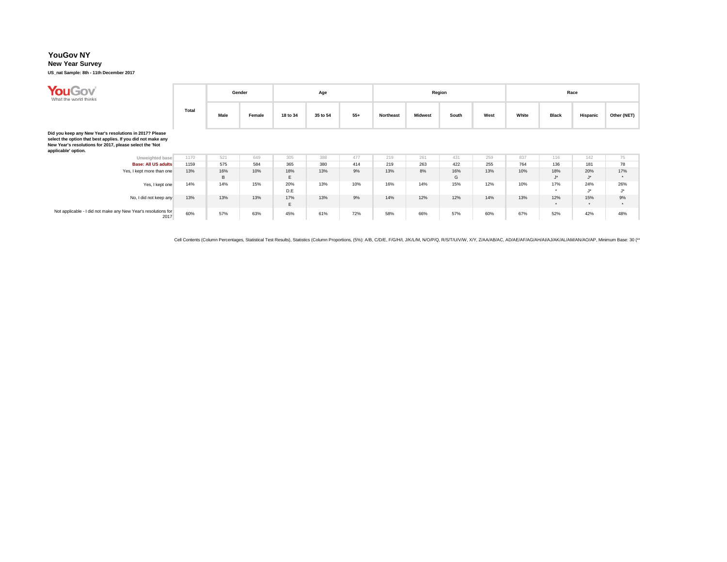# YouGov NY

**New Year Survey**

**US_nat Sample: 8th - 11th December 2017**

| | Total | Gender | | Age | | | Region | | | | Race | | | |
|---|---|---|---|---|---|---|---|---|---|---|---|---|---|---|
| | | Male | Female | 18 to 34 | 35 to 54 | 55+ | Northeast | Midwest | South | West | White | Black | Hispanic | Other (NET) |
| **Did you keep any New Year's resolutions in 2017? Please select the option that best applies. If you did not make any New Year's resolutions for 2017, please select the 'Not applicable' option.** | | | | | | | | | | | | | | |
| Unweighted base | 1170 | 521 | 649 | 305 | 388 | 477 | 219 | 261 | 431 | 259 | 837 | 116 | 142 | 75 |
| Base: All US adults | 1159 | 575 | 584 | 365 | 380 | 414 | 219 | 263 | 422 | 255 | 764 | 136 | 181 | 78 |
| Yes, I kept more than one | 13% | 16% B | 10% | 18% E | 13% | 9% | 13% | 8% | 16% G | 13% | 10% | 18% J* | 20% J* | 17% * |
| Yes, I kept one | 14% | 14% | 15% | 20% D.E | 13% | 10% | 16% | 14% | 15% | 12% | 10% | 17% * | 24% J* | 26% J* |
| No, I did not keep any | 13% | 13% | 13% | 17% E | 13% | 9% | 14% | 12% | 12% | 14% | 13% | 12% * | 15% * | 9% * |
| Not applicable - I did not make any New Year's resolutions for 2017 | 60% | 57% | 63% | 45% | 61% | 72% | 58% | 66% | 57% | 60% | 67% | 52% | 42% | 48% |

Cell Contents (Column Percentages, Statistical Test Results), Statistics (Column Proportions, (5%): A/B, C/D/E, F/G/H/I, J/K/L/M, N/O/P/Q, R/S/T/U/V/W, X/Y, Z/AA/AB/AC, AD/AE/AF/AG/AH/AI/AJ/AK/AL/AM/AN/AO/AP, Minimum Base: 30 (**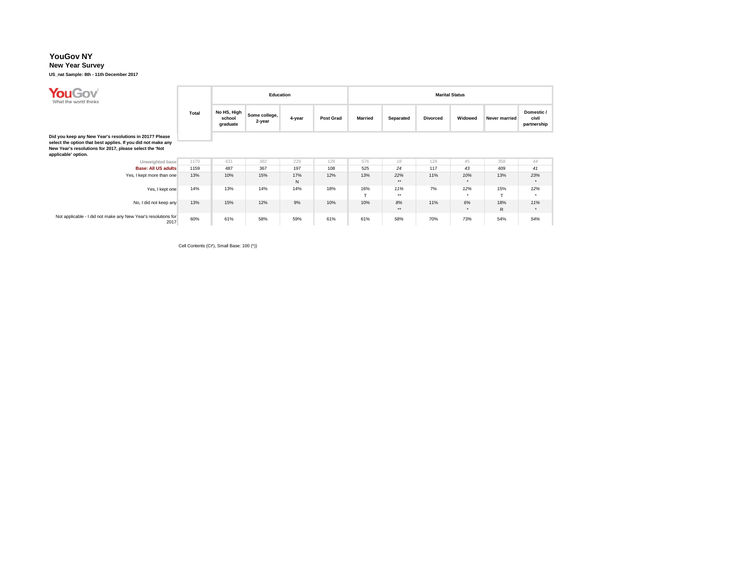# YouGov NY

## New Year Survey

**US_nat Sample: 8th - 11th December 2017**

| Did you keep any New Year's resolutions in 2017? Please select the option that best applies. If you did not make any New Year's resolutions for 2017, please select the 'Not applicable' option. | Total | Education | | | | Marital Status | | | | | |
|---|---|---|---|---|---|---|---|---|---|---|---|
| | | No HS, High school graduate | Some college, 2-year | 4-year | Post Grad | Married | Separated | Divorced | Widowed | Never married | Domestic / civil partnership |
| Unweighted base | 1170 | 431 | 382 | 229 | 128 | 576 | 18 | 128 | 45 | 358 | 44 |
| **Base: All US adults** | 1159 | 487 | 367 | 197 | 108 | 525 | 24 | 117 | 43 | 409 | 41 |
| Yes, I kept more than one | 13% | 10% | 15% | 17% N | 12% | 13% | 22% ** | 11% | 10% * | 13% | 23% * |
| Yes, I kept one | 14% | 13% | 14% | 14% | 18% | 16% T | 11% ** | 7% | 12% * | 15% T | 12% * |
| No, I did not keep any | 13% | 15% | 12% | 9% | 10% | 10% | 8% ** | 11% | 6% * | 18% R | 11% * |
| Not applicable - I did not make any New Year's resolutions for 2017 | 60% | 61% | 58% | 59% | 61% | 61% | 58% | 70% | 73% | 54% | 54% |

Cell Contents (C¢), Small Base: 100 (*))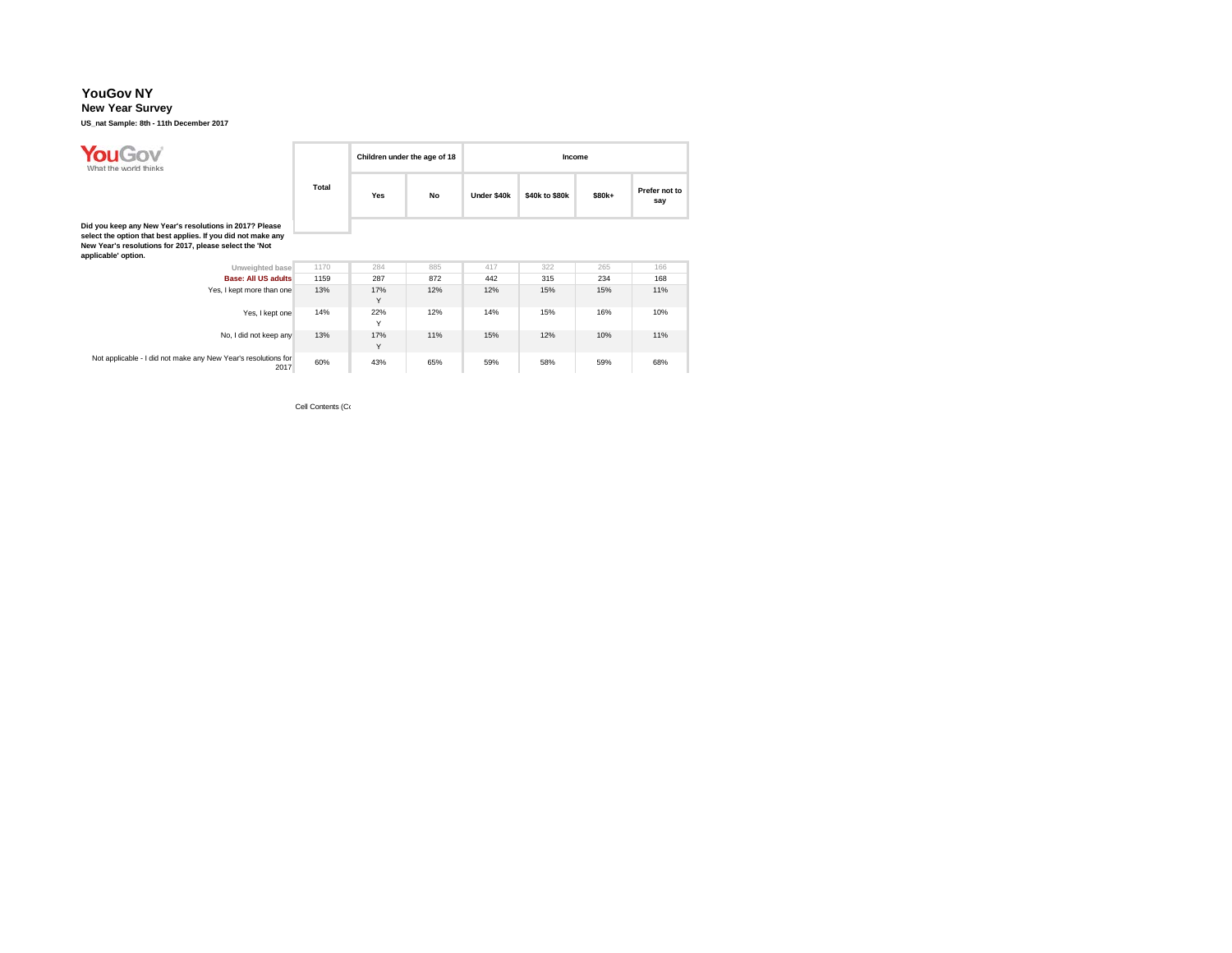**YouGov NY**

**New Year Survey**

**US_nat Sample: 8th - 11th December 2017**

YouGov What the world thinks

**Did you keep any New Year's resolutions in 2017? Please select the option that best applies. If you did not make any New Year's resolutions for 2017, please select the 'Not applicable' option.**

| | Total | Children under the age of 18 | | Income | | | |
|---|---|---|---|---|---|---|---|
| | | Yes | No | Under $40k | $40k to $80k | $80k+ | Prefer not to say |
| Unweighted base | 1170 | 284 | 885 | 417 | 322 | 265 | 166 |
| Base: All US adults | 1159 | 287 | 872 | 442 | 315 | 234 | 168 |
| Yes, I kept more than one | 13% | 17% Y | 12% | 12% | 15% | 15% | 11% |
| Yes, I kept one | 14% | 22% Y | 12% | 14% | 15% | 16% | 10% |
| No, I did not keep any | 13% | 17% Y | 11% | 15% | 12% | 10% | 11% |
| Not applicable - I did not make any New Year's resolutions for 2017 | 60% | 43% | 65% | 59% | 58% | 59% | 68% |

Cell Contents (Co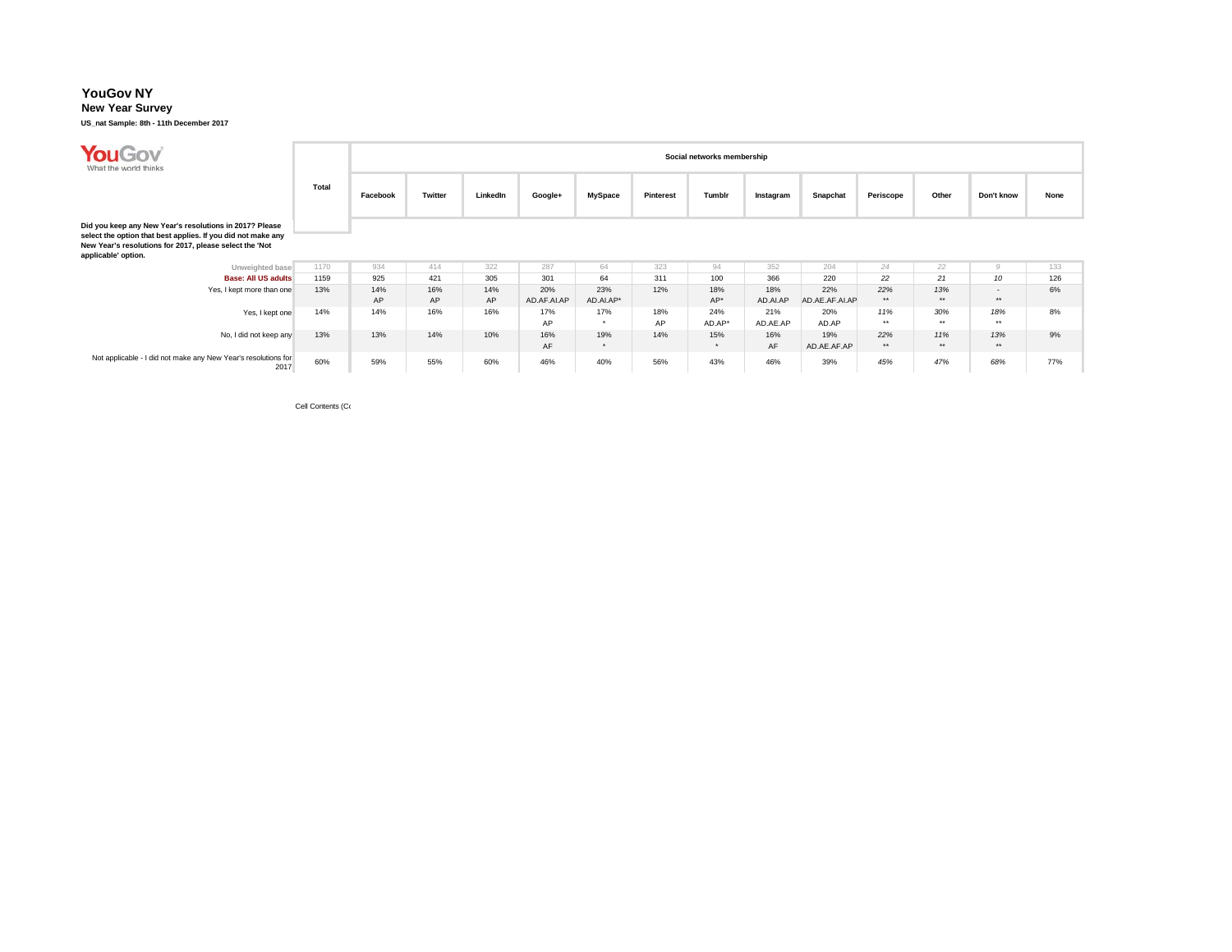# YouGov NY

## New Year Survey

**US_nat Sample: 8th - 11th December 2017**

**Did you keep any New Year's resolutions in 2017? Please select the option that best applies. If you did not make any New Year's resolutions for 2017, please select the 'Not applicable' option.**

| | Total | Social networks membership | | | | | | | | | | | | |
|---|---|---|---|---|---|---|---|---|---|---|---|---|---|---|
| | | Facebook | Twitter | LinkedIn | Google+ | MySpace | Pinterest | Tumblr | Instagram | Snapchat | Periscope | Other | Don't know | None |
| Unweighted base | 1170 | 934 | 414 | 322 | 287 | 64 | 323 | 94 | 352 | 204 | 24 | 22 | 9 | 133 |
| **Base: All US adults** | 1159 | 925 | 421 | 305 | 301 | 64 | 311 | 100 | 366 | 220 | 22 | 21 | 10 | 126 |
| Yes, I kept more than one | 13% | 14% | 16% | 14% | 20% | 23% | 12% | 18% | 18% | 22% | 22% | 13% | - | 6% |
| | | AP | AP | AP | AD.AF.AI.AP | AD.AI.AP* | | AP* | AD.AI.AP | AD.AE.AF.AI.AP | ** | ** | ** | |
| Yes, I kept one | 14% | 14% | 16% | 16% | 17% | 17% | 18% | 24% | 21% | 20% | 11% | 30% | 18% | 8% |
| | | | | | AP | * | AP | AD.AP* | AD.AE.AP | AD.AP | ** | ** | ** | |
| No, I did not keep any | 13% | 13% | 14% | 10% | 16% | 19% | 14% | 15% | 16% | 19% | 22% | 11% | 13% | 9% |
| | | | | | AF | * | | * | AF | AD.AE.AF.AP | ** | ** | ** | |
| Not applicable - I did not make any New Year's resolutions for 2017 | 60% | 59% | 55% | 60% | 46% | 40% | 56% | 43% | 46% | 39% | 45% | 47% | 68% | 77% |

Cell Contents (Co